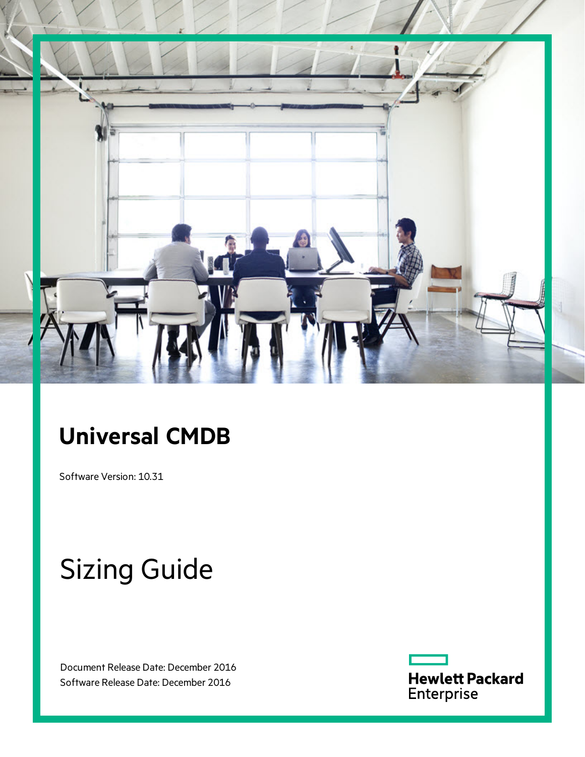# Universal CMDB

Software Version: 10.31

# Sizing Guide

Document Release Date: December 2016
Software Release Date: December 2016

Hewlett Packard Enterprise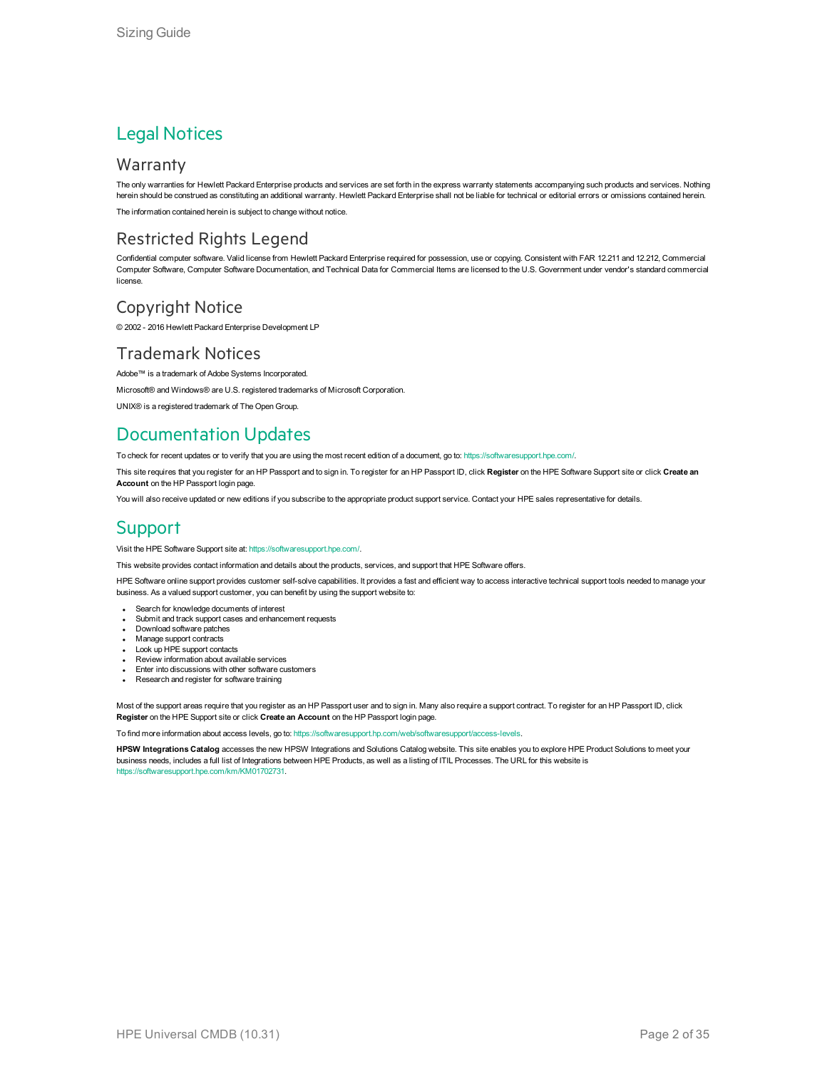# Legal Notices

## Warranty

The only warranties for Hewlett Packard Enterprise products and services are set forth in the express warranty statements accompanying such products and services. Nothing herein should be construed as constituting an additional warranty. Hewlett Packard Enterprise shall not be liable for technical or editorial errors or omissions contained herein.

The information contained herein is subject to change without notice.

## Restricted Rights Legend

Confidential computer software. Valid license from Hewlett Packard Enterprise required for possession, use or copying. Consistent with FAR 12.211 and 12.212, Commercial Computer Software, Computer Software Documentation, and Technical Data for Commercial Items are licensed to the U.S. Government under vendor's standard commercial license.

## Copyright Notice

© 2002 - 2016 Hewlett Packard Enterprise Development LP

## Trademark Notices

Adobe™ is a trademark of Adobe Systems Incorporated.

Microsoft® and Windows® are U.S. registered trademarks of Microsoft Corporation.

UNIX® is a registered trademark of The Open Group.

# Documentation Updates

To check for recent updates or to verify that you are using the most recent edition of a document, go to: https://softwaresupport.hpe.com/.

This site requires that you register for an HP Passport and to sign in. To register for an HP Passport ID, click **Register** on the HPE Software Support site or click **Create an Account** on the HP Passport login page.

You will also receive updated or new editions if you subscribe to the appropriate product support service. Contact your HPE sales representative for details.

# Support

Visit the HPE Software Support site at: https://softwaresupport.hpe.com/.

This website provides contact information and details about the products, services, and support that HPE Software offers.

HPE Software online support provides customer self-solve capabilities. It provides a fast and efficient way to access interactive technical support tools needed to manage your business. As a valued support customer, you can benefit by using the support website to:

- Search for knowledge documents of interest
- Submit and track support cases and enhancement requests
- Download software patches
- Manage support contracts
- Look up HPE support contacts
- Review information about available services
- Enter into discussions with other software customers
- Research and register for software training

Most of the support areas require that you register as an HP Passport user and to sign in. Many also require a support contract. To register for an HP Passport ID, click **Register** on the HPE Support site or click **Create an Account** on the HP Passport login page.

To find more information about access levels, go to: https://softwaresupport.hp.com/web/softwaresupport/access-levels.

**HPSW Integrations Catalog** accesses the new HPSW Integrations and Solutions Catalog website. This site enables you to explore HPE Product Solutions to meet your business needs, includes a full list of Integrations between HPE Products, as well as a listing of ITIL Processes. The URL for this website is https://softwaresupport.hpe.com/km/KM01702731.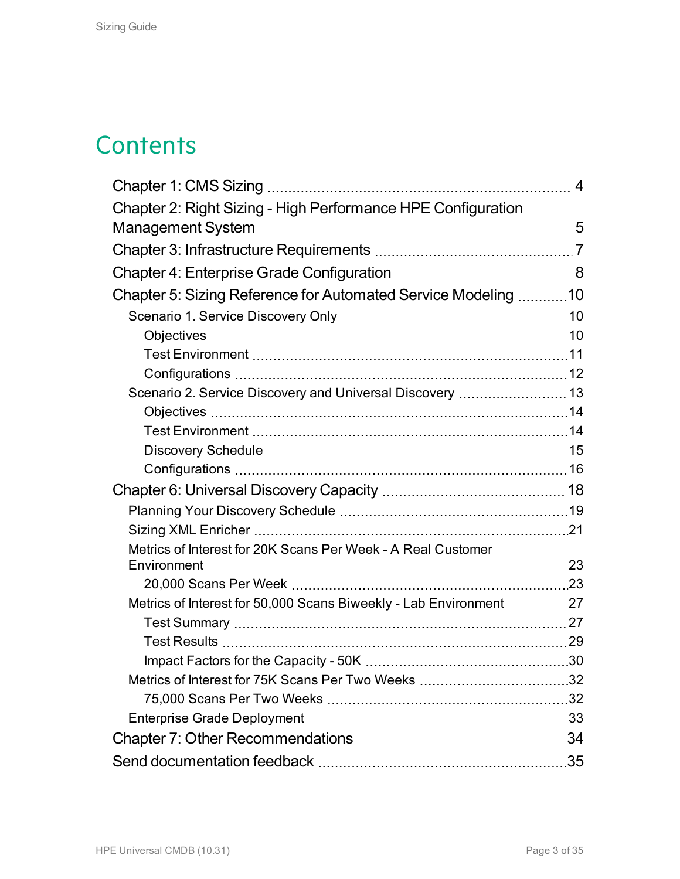# Contents

- Chapter 1: CMS Sizing 4
- Chapter 2: Right Sizing - High Performance HPE Configuration Management System 5
- Chapter 3: Infrastructure Requirements 7
- Chapter 4: Enterprise Grade Configuration 8
- Chapter 5: Sizing Reference for Automated Service Modeling 10
  - Scenario 1. Service Discovery Only 10
    - Objectives 10
    - Test Environment 11
    - Configurations 12
  - Scenario 2. Service Discovery and Universal Discovery 13
    - Objectives 14
    - Test Environment 14
    - Discovery Schedule 15
    - Configurations 16
- Chapter 6: Universal Discovery Capacity 18
  - Planning Your Discovery Schedule 19
  - Sizing XML Enricher 21
  - Metrics of Interest for 20K Scans Per Week - A Real Customer Environment 23
    - 20,000 Scans Per Week 23
  - Metrics of Interest for 50,000 Scans Biweekly - Lab Environment 27
    - Test Summary 27
    - Test Results 29
    - Impact Factors for the Capacity - 50K 30
  - Metrics of Interest for 75K Scans Per Two Weeks 32
    - 75,000 Scans Per Two Weeks 32
  - Enterprise Grade Deployment 33
- Chapter 7: Other Recommendations 34
- Send documentation feedback 35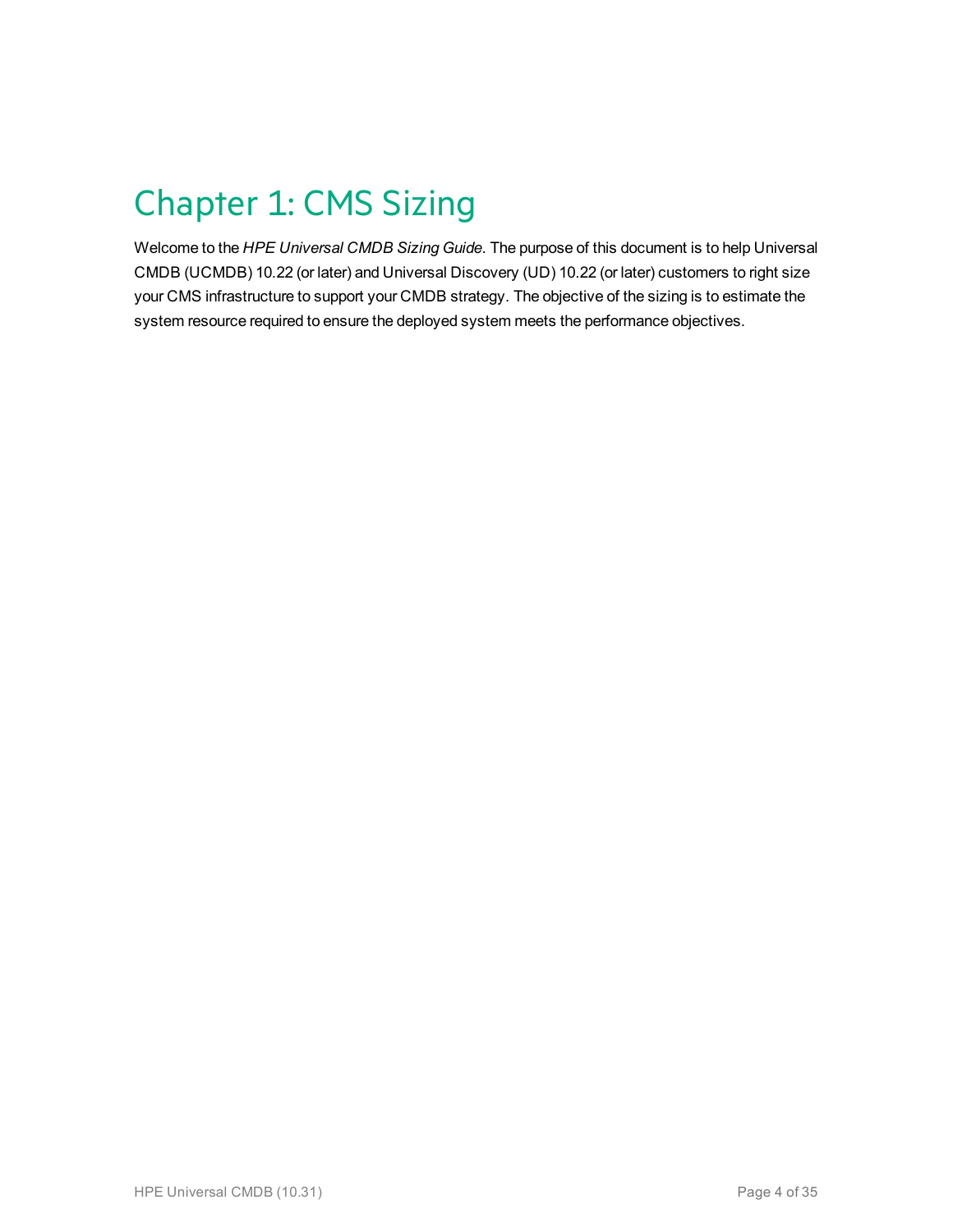# Chapter 1: CMS Sizing

Welcome to the *HPE Universal CMDB Sizing Guide*. The purpose of this document is to help Universal CMDB (UCMDB) 10.22 (or later) and Universal Discovery (UD) 10.22 (or later) customers to right size your CMS infrastructure to support your CMDB strategy. The objective of the sizing is to estimate the system resource required to ensure the deployed system meets the performance objectives.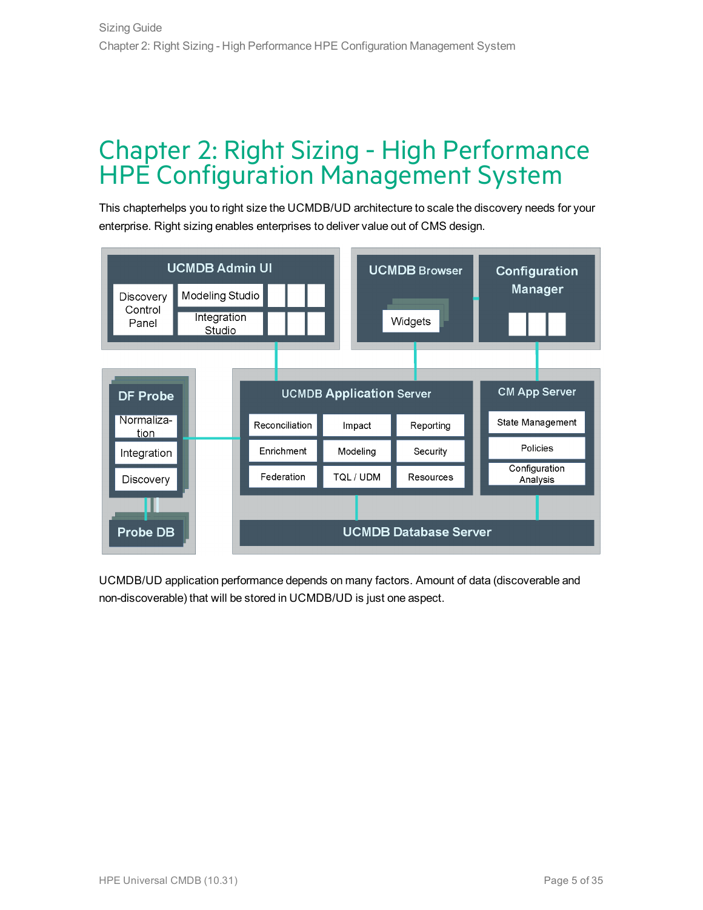# Chapter 2: Right Sizing - High Performance HPE Configuration Management System

This chapterhelps you to right size the UCMDB/UD architecture to scale the discovery needs for your enterprise. Right sizing enables enterprises to deliver value out of CMS design.

UCMDB/UD application performance depends on many factors. Amount of data (discoverable and non-discoverable) that will be stored in UCMDB/UD is just one aspect.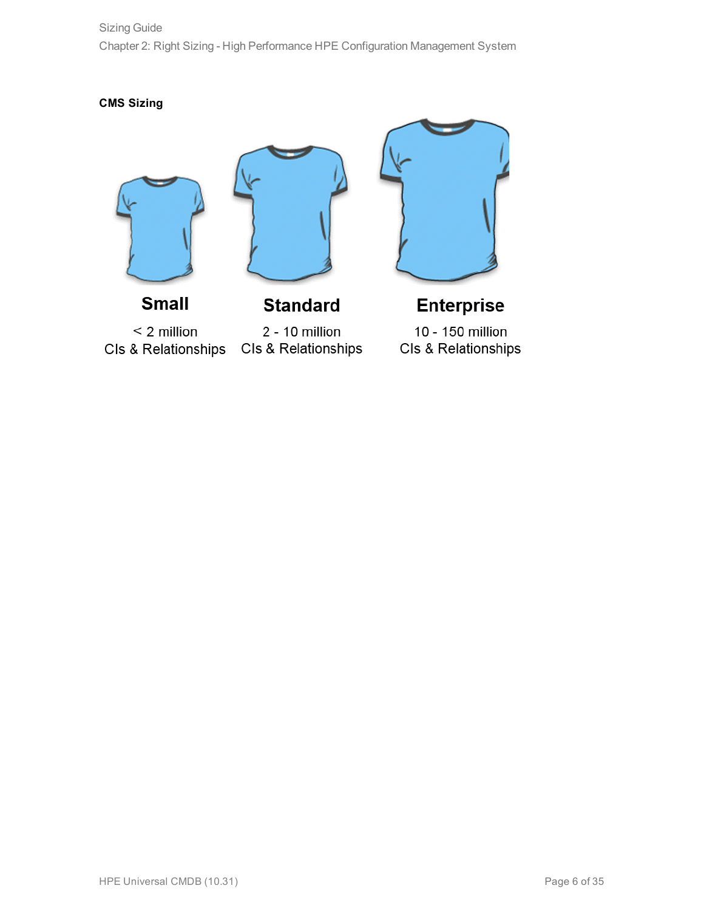**CMS Sizing**

| Small | Standard | Enterprise |
| --- | --- | --- |
| < 2 million CIs & Relationships | 2 - 10 million CIs & Relationships | 10 - 150 million CIs & Relationships |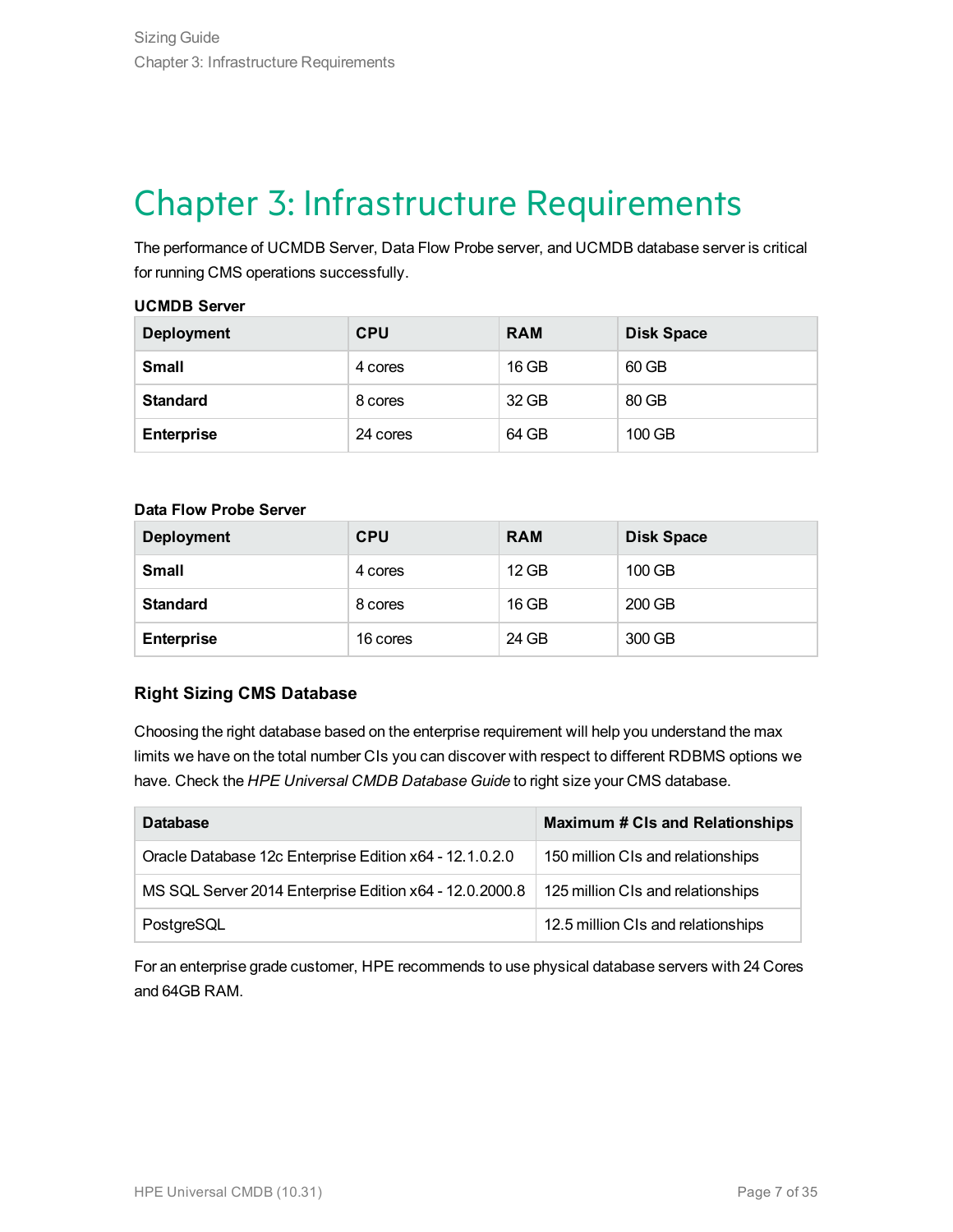# Chapter 3: Infrastructure Requirements

The performance of UCMDB Server, Data Flow Probe server, and UCMDB database server is critical for running CMS operations successfully.

**UCMDB Server**

| Deployment | CPU | RAM | Disk Space |
| --- | --- | --- | --- |
| **Small** | 4 cores | 16 GB | 60 GB |
| **Standard** | 8 cores | 32 GB | 80 GB |
| **Enterprise** | 24 cores | 64 GB | 100 GB |

**Data Flow Probe Server**

| Deployment | CPU | RAM | Disk Space |
| --- | --- | --- | --- |
| **Small** | 4 cores | 12 GB | 100 GB |
| **Standard** | 8 cores | 16 GB | 200 GB |
| **Enterprise** | 16 cores | 24 GB | 300 GB |

### Right Sizing CMS Database

Choosing the right database based on the enterprise requirement will help you understand the max limits we have on the total number CIs you can discover with respect to different RDBMS options we have. Check the *HPE Universal CMDB Database Guide* to right size your CMS database.

| Database | Maximum # CIs and Relationships |
| --- | --- |
| Oracle Database 12c Enterprise Edition x64 - 12.1.0.2.0 | 150 million CIs and relationships |
| MS SQL Server 2014 Enterprise Edition x64 - 12.0.2000.8 | 125 million CIs and relationships |
| PostgreSQL | 12.5 million CIs and relationships |

For an enterprise grade customer, HPE recommends to use physical database servers with 24 Cores and 64GB RAM.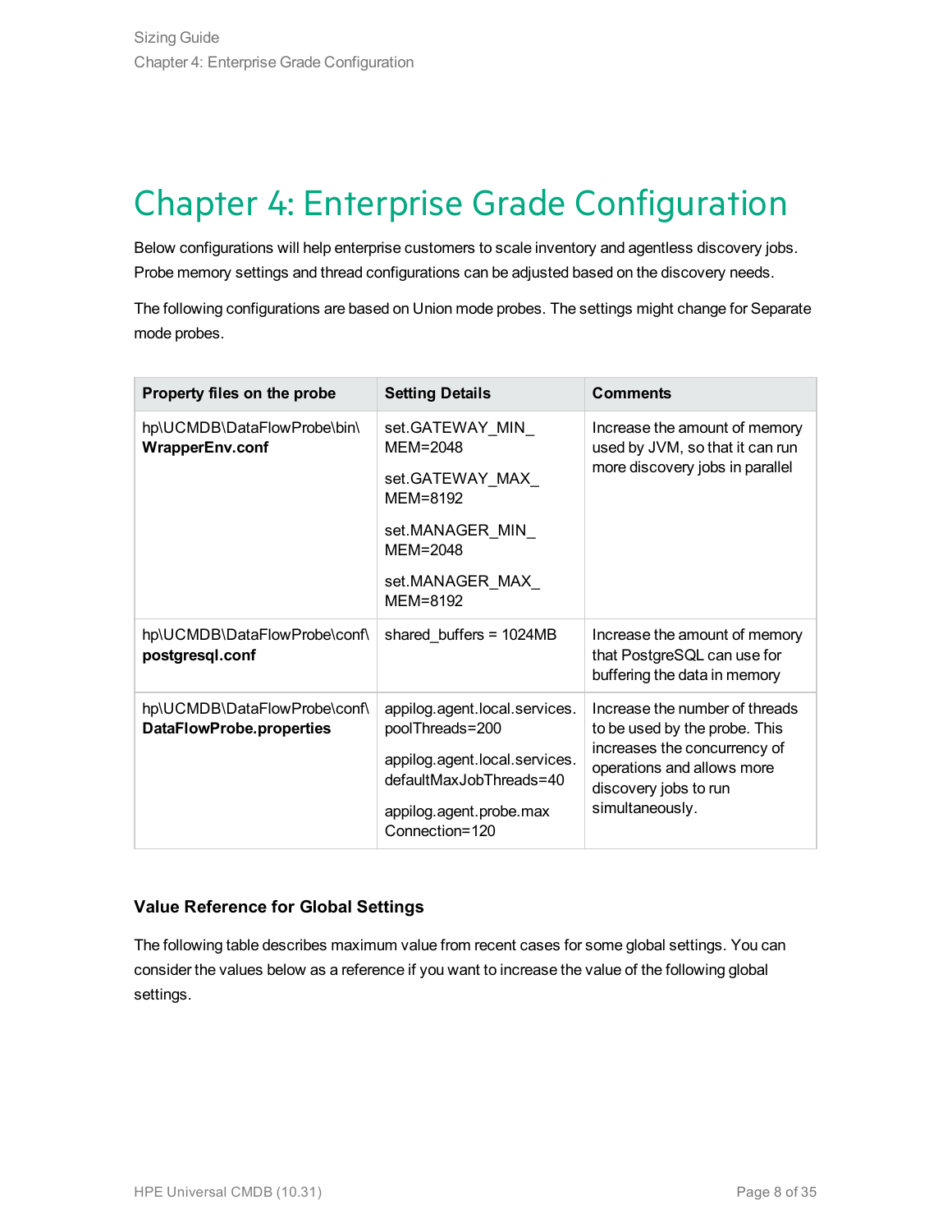# Chapter 4: Enterprise Grade Configuration

Below configurations will help enterprise customers to scale inventory and agentless discovery jobs. Probe memory settings and thread configurations can be adjusted based on the discovery needs.

The following configurations are based on Union mode probes. The settings might change for Separate mode probes.

| Property files on the probe | Setting Details | Comments |
|---|---|---|
| hp\UCMDB\DataFlowProbe\bin\ **WrapperEnv.conf** | set.GATEWAY_MIN_MEM=2048<br><br>set.GATEWAY_MAX_MEM=8192<br><br>set.MANAGER_MIN_MEM=2048<br><br>set.MANAGER_MAX_MEM=8192 | Increase the amount of memory used by JVM, so that it can run more discovery jobs in parallel |
| hp\UCMDB\DataFlowProbe\conf\ **postgresql.conf** | shared_buffers = 1024MB | Increase the amount of memory that PostgreSQL can use for buffering the data in memory |
| hp\UCMDB\DataFlowProbe\conf\ **DataFlowProbe.properties** | appilog.agent.local.services.poolThreads=200<br><br>appilog.agent.local.services.defaultMaxJobThreads=40<br><br>appilog.agent.probe.maxConnection=120 | Increase the number of threads to be used by the probe. This increases the concurrency of operations and allows more discovery jobs to run simultaneously. |

### Value Reference for Global Settings

The following table describes maximum value from recent cases for some global settings. You can consider the values below as a reference if you want to increase the value of the following global settings.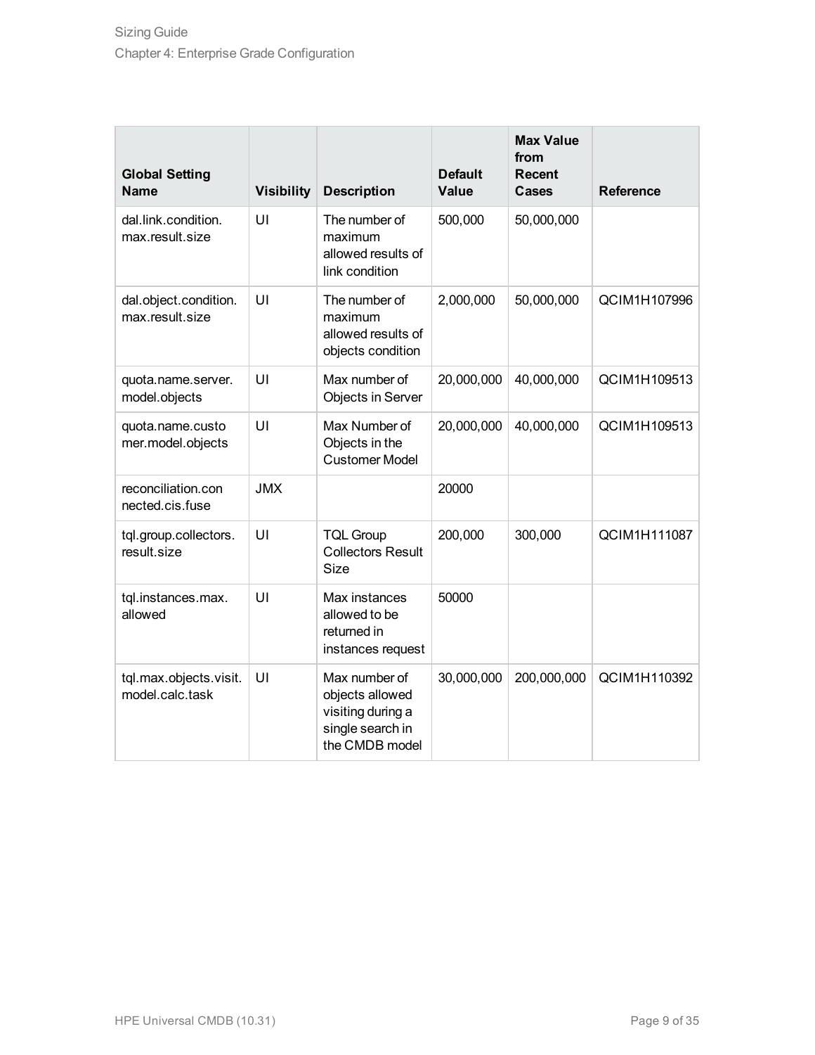| Global Setting Name | Visibility | Description | Default Value | Max Value from Recent Cases | Reference |
|---|---|---|---|---|---|
| dal.link.condition.max.result.size | UI | The number of maximum allowed results of link condition | 500,000 | 50,000,000 | |
| dal.object.condition.max.result.size | UI | The number of maximum allowed results of objects condition | 2,000,000 | 50,000,000 | QCIM1H107996 |
| quota.name.server.model.objects | UI | Max number of Objects in Server | 20,000,000 | 40,000,000 | QCIM1H109513 |
| quota.name.customer.model.objects | UI | Max Number of Objects in the Customer Model | 20,000,000 | 40,000,000 | QCIM1H109513 |
| reconciliation.connected.cis.fuse | JMX | | 20000 | | |
| tql.group.collectors.result.size | UI | TQL Group Collectors Result Size | 200,000 | 300,000 | QCIM1H111087 |
| tql.instances.max.allowed | UI | Max instances allowed to be returned in instances request | 50000 | | |
| tql.max.objects.visit.model.calc.task | UI | Max number of objects allowed visiting during a single search in the CMDB model | 30,000,000 | 200,000,000 | QCIM1H110392 |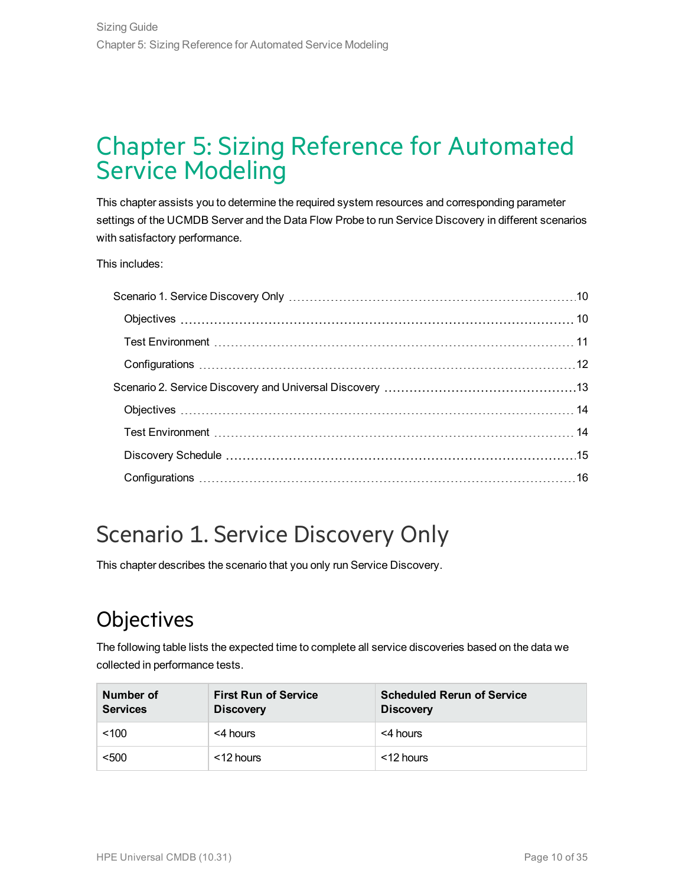# Chapter 5: Sizing Reference for Automated Service Modeling

This chapter assists you to determine the required system resources and corresponding parameter settings of the UCMDB Server and the Data Flow Probe to run Service Discovery in different scenarios with satisfactory performance.

This includes:

- Scenario 1. Service Discovery Only ..... 10
  - Objectives ..... 10
  - Test Environment ..... 11
  - Configurations ..... 12
- Scenario 2. Service Discovery and Universal Discovery ..... 13
  - Objectives ..... 14
  - Test Environment ..... 14
  - Discovery Schedule ..... 15
  - Configurations ..... 16

## Scenario 1. Service Discovery Only

This chapter describes the scenario that you only run Service Discovery.

## Objectives

The following table lists the expected time to complete all service discoveries based on the data we collected in performance tests.

| Number of Services | First Run of Service Discovery | Scheduled Rerun of Service Discovery |
|---|---|---|
| <100 | <4 hours | <4 hours |
| <500 | <12 hours | <12 hours |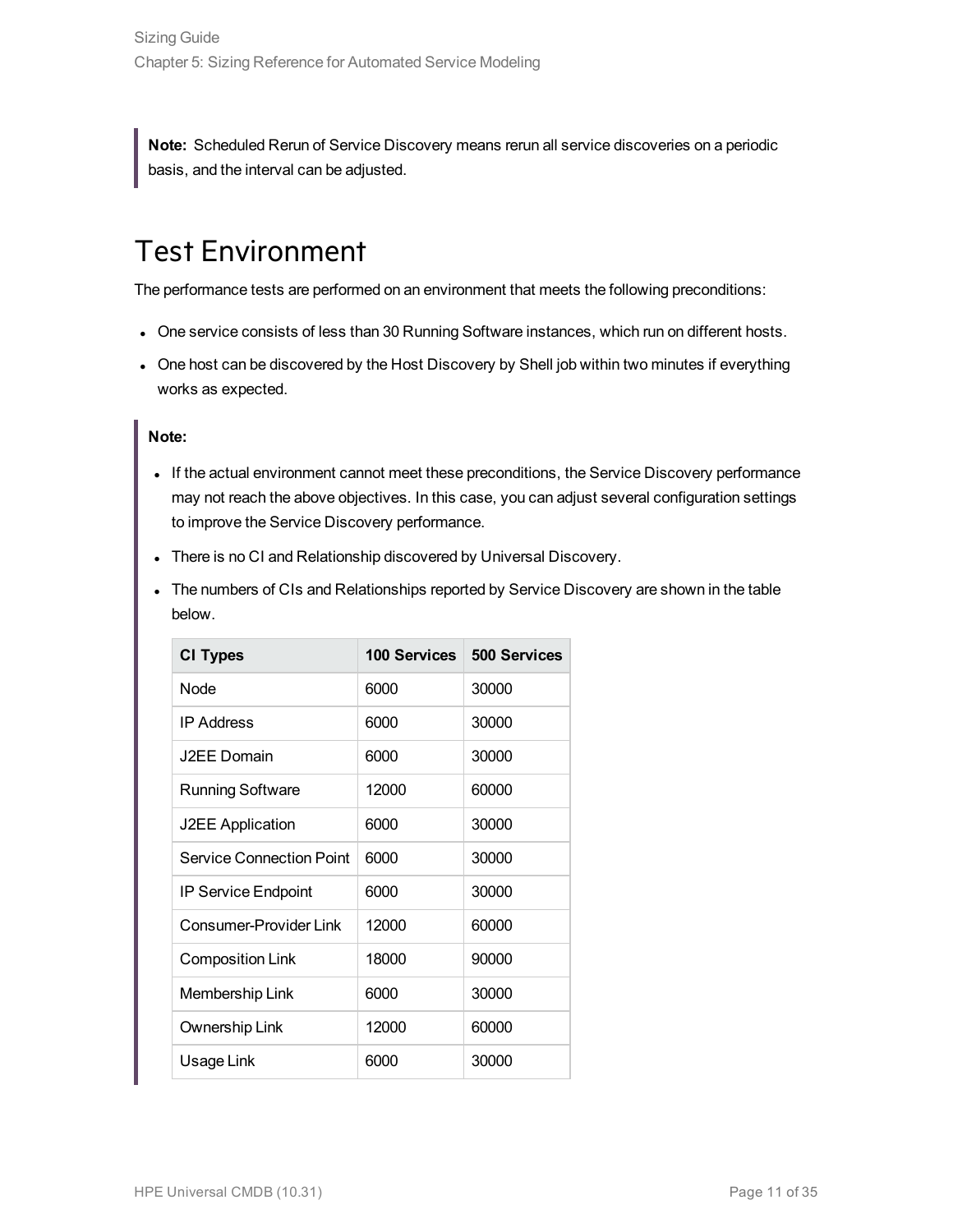> **Note:** Scheduled Rerun of Service Discovery means rerun all service discoveries on a periodic basis, and the interval can be adjusted.

# Test Environment

The performance tests are performed on an environment that meets the following preconditions:

- One service consists of less than 30 Running Software instances, which run on different hosts.
- One host can be discovered by the Host Discovery by Shell job within two minutes if everything works as expected.

> **Note:**
>
> - If the actual environment cannot meet these preconditions, the Service Discovery performance may not reach the above objectives. In this case, you can adjust several configuration settings to improve the Service Discovery performance.
> - There is no CI and Relationship discovered by Universal Discovery.
> - The numbers of CIs and Relationships reported by Service Discovery are shown in the table below.

| CI Types | 100 Services | 500 Services |
|---|---|---|
| Node | 6000 | 30000 |
| IP Address | 6000 | 30000 |
| J2EE Domain | 6000 | 30000 |
| Running Software | 12000 | 60000 |
| J2EE Application | 6000 | 30000 |
| Service Connection Point | 6000 | 30000 |
| IP Service Endpoint | 6000 | 30000 |
| Consumer-Provider Link | 12000 | 60000 |
| Composition Link | 18000 | 90000 |
| Membership Link | 6000 | 30000 |
| Ownership Link | 12000 | 60000 |
| Usage Link | 6000 | 30000 |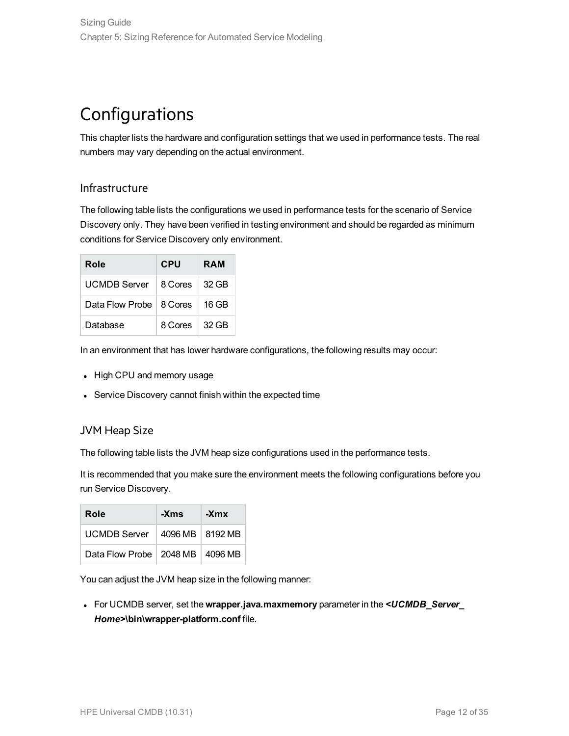# Configurations

This chapter lists the hardware and configuration settings that we used in performance tests. The real numbers may vary depending on the actual environment.

## Infrastructure

The following table lists the configurations we used in performance tests for the scenario of Service Discovery only. They have been verified in testing environment and should be regarded as minimum conditions for Service Discovery only environment.

| Role | CPU | RAM |
| --- | --- | --- |
| UCMDB Server | 8 Cores | 32 GB |
| Data Flow Probe | 8 Cores | 16 GB |
| Database | 8 Cores | 32 GB |

In an environment that has lower hardware configurations, the following results may occur:

- High CPU and memory usage
- Service Discovery cannot finish within the expected time

## JVM Heap Size

The following table lists the JVM heap size configurations used in the performance tests.

It is recommended that you make sure the environment meets the following configurations before you run Service Discovery.

| Role | -Xms | -Xmx |
| --- | --- | --- |
| UCMDB Server | 4096 MB | 8192 MB |
| Data Flow Probe | 2048 MB | 4096 MB |

You can adjust the JVM heap size in the following manner:

- For UCMDB server, set the **wrapper.java.maxmemory** parameter in the ***<UCMDB_Server_Home>*\bin\wrapper-platform.conf** file.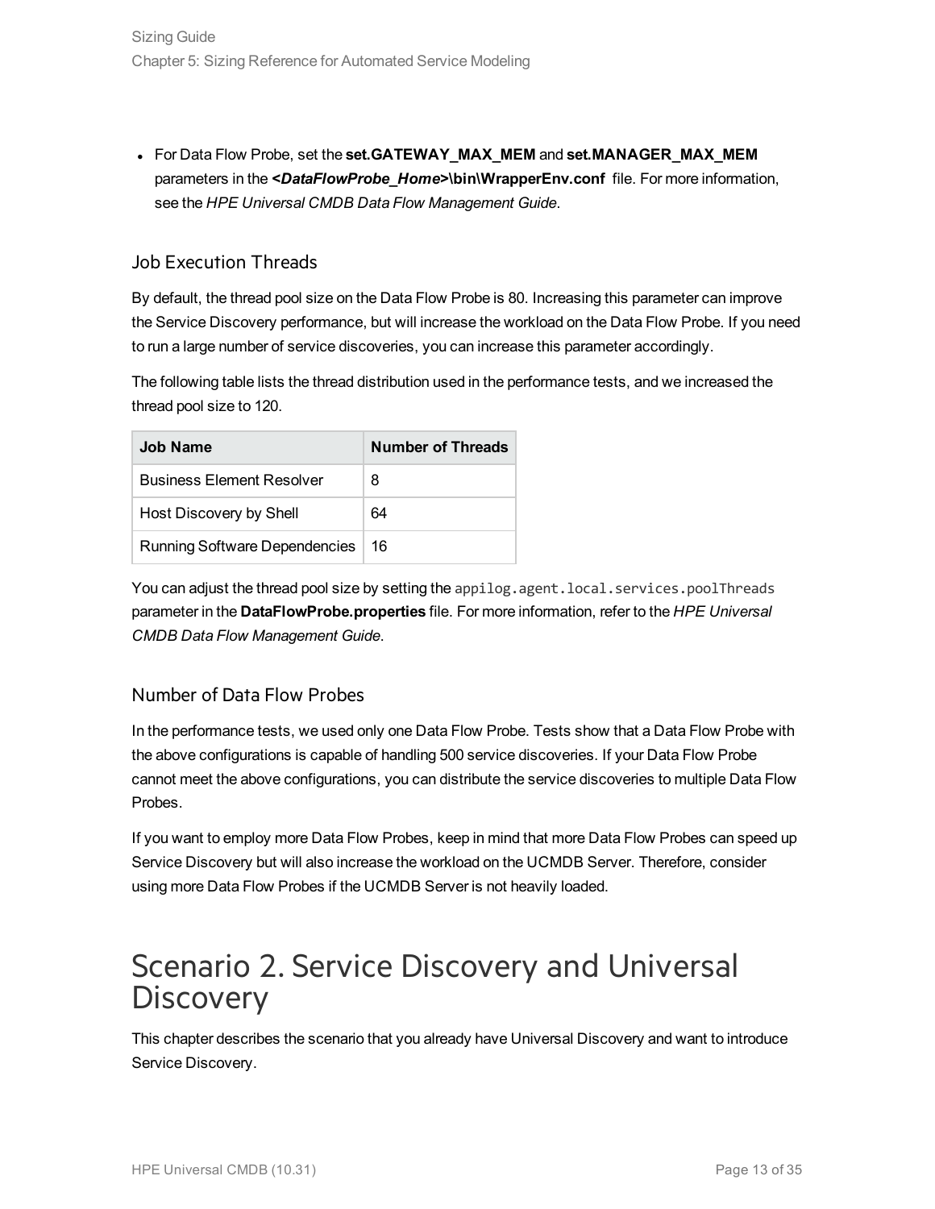- For Data Flow Probe, set the **set.GATEWAY_MAX_MEM** and **set.MANAGER_MAX_MEM** parameters in the ***<DataFlowProbe_Home>*\bin\WrapperEnv.conf** file. For more information, see the *HPE Universal CMDB Data Flow Management Guide*.

### Job Execution Threads

By default, the thread pool size on the Data Flow Probe is 80. Increasing this parameter can improve the Service Discovery performance, but will increase the workload on the Data Flow Probe. If you need to run a large number of service discoveries, you can increase this parameter accordingly.

The following table lists the thread distribution used in the performance tests, and we increased the thread pool size to 120.

| Job Name | Number of Threads |
|---|---|
| Business Element Resolver | 8 |
| Host Discovery by Shell | 64 |
| Running Software Dependencies | 16 |

You can adjust the thread pool size by setting the `appilog.agent.local.services.poolThreads` parameter in the **DataFlowProbe.properties** file. For more information, refer to the *HPE Universal CMDB Data Flow Management Guide*.

### Number of Data Flow Probes

In the performance tests, we used only one Data Flow Probe. Tests show that a Data Flow Probe with the above configurations is capable of handling 500 service discoveries. If your Data Flow Probe cannot meet the above configurations, you can distribute the service discoveries to multiple Data Flow Probes.

If you want to employ more Data Flow Probes, keep in mind that more Data Flow Probes can speed up Service Discovery but will also increase the workload on the UCMDB Server. Therefore, consider using more Data Flow Probes if the UCMDB Server is not heavily loaded.

# Scenario 2. Service Discovery and Universal Discovery

This chapter describes the scenario that you already have Universal Discovery and want to introduce Service Discovery.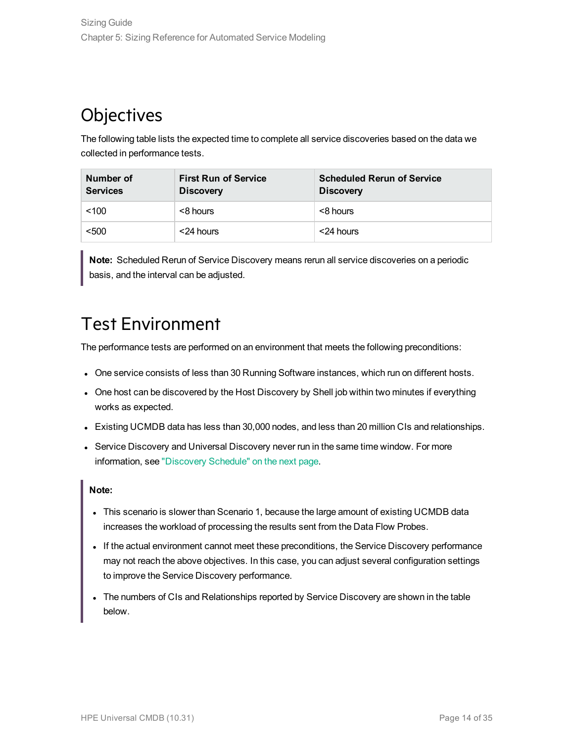## Objectives

The following table lists the expected time to complete all service discoveries based on the data we collected in performance tests.

| Number of Services | First Run of Service Discovery | Scheduled Rerun of Service Discovery |
| --- | --- | --- |
| <100 | <8 hours | <8 hours |
| <500 | <24 hours | <24 hours |

> **Note:** Scheduled Rerun of Service Discovery means rerun all service discoveries on a periodic basis, and the interval can be adjusted.

## Test Environment

The performance tests are performed on an environment that meets the following preconditions:

- One service consists of less than 30 Running Software instances, which run on different hosts.
- One host can be discovered by the Host Discovery by Shell job within two minutes if everything works as expected.
- Existing UCMDB data has less than 30,000 nodes, and less than 20 million CIs and relationships.
- Service Discovery and Universal Discovery never run in the same time window. For more information, see "Discovery Schedule" on the next page.

> **Note:**
>
> - This scenario is slower than Scenario 1, because the large amount of existing UCMDB data increases the workload of processing the results sent from the Data Flow Probes.
> - If the actual environment cannot meet these preconditions, the Service Discovery performance may not reach the above objectives. In this case, you can adjust several configuration settings to improve the Service Discovery performance.
> - The numbers of CIs and Relationships reported by Service Discovery are shown in the table below.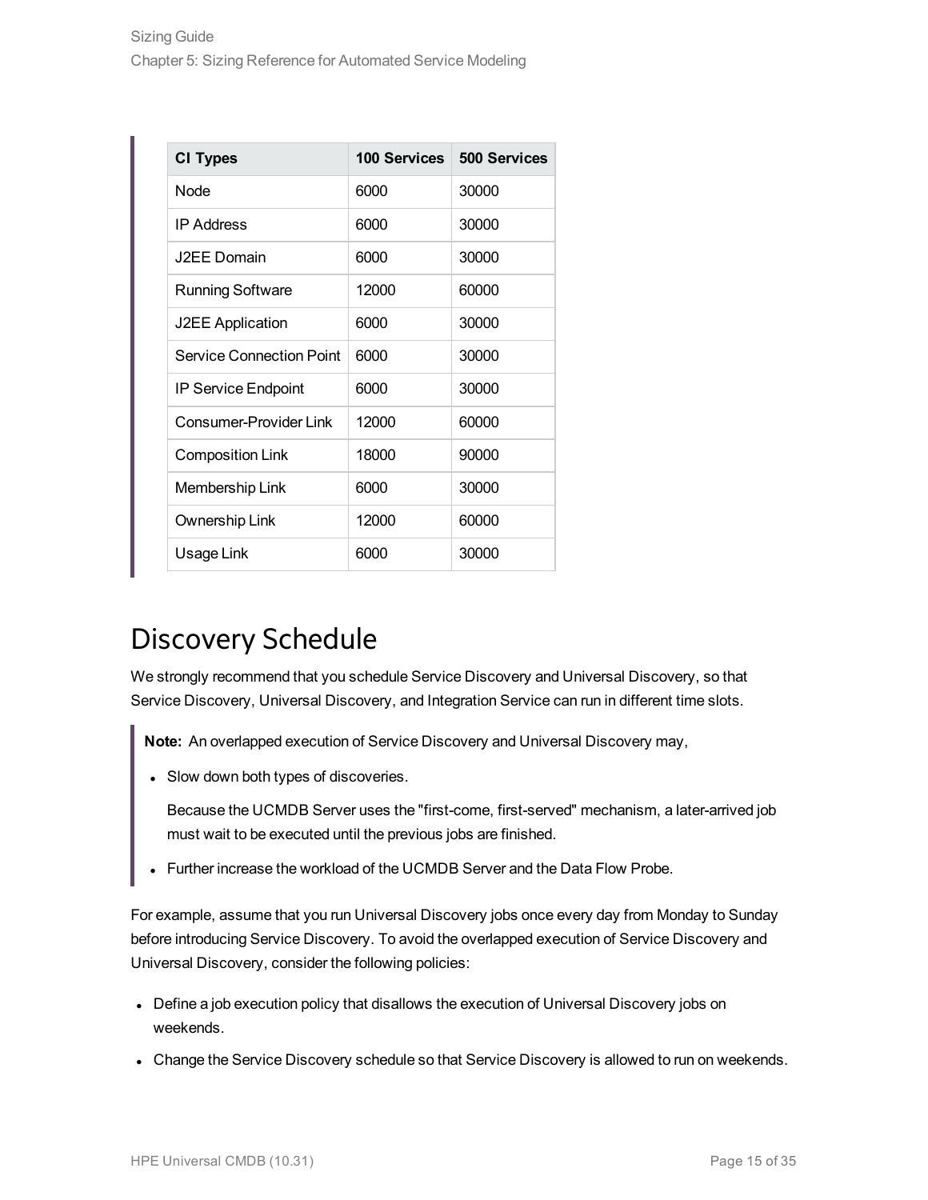| CI Types | 100 Services | 500 Services |
| --- | --- | --- |
| Node | 6000 | 30000 |
| IP Address | 6000 | 30000 |
| J2EE Domain | 6000 | 30000 |
| Running Software | 12000 | 60000 |
| J2EE Application | 6000 | 30000 |
| Service Connection Point | 6000 | 30000 |
| IP Service Endpoint | 6000 | 30000 |
| Consumer-Provider Link | 12000 | 60000 |
| Composition Link | 18000 | 90000 |
| Membership Link | 6000 | 30000 |
| Ownership Link | 12000 | 60000 |
| Usage Link | 6000 | 30000 |

# Discovery Schedule

We strongly recommend that you schedule Service Discovery and Universal Discovery, so that Service Discovery, Universal Discovery, and Integration Service can run in different time slots.

> **Note:** An overlapped execution of Service Discovery and Universal Discovery may,
>
> - Slow down both types of discoveries.
>
>   Because the UCMDB Server uses the "first-come, first-served" mechanism, a later-arrived job must wait to be executed until the previous jobs are finished.
>
> - Further increase the workload of the UCMDB Server and the Data Flow Probe.

For example, assume that you run Universal Discovery jobs once every day from Monday to Sunday before introducing Service Discovery. To avoid the overlapped execution of Service Discovery and Universal Discovery, consider the following policies:

- Define a job execution policy that disallows the execution of Universal Discovery jobs on weekends.
- Change the Service Discovery schedule so that Service Discovery is allowed to run on weekends.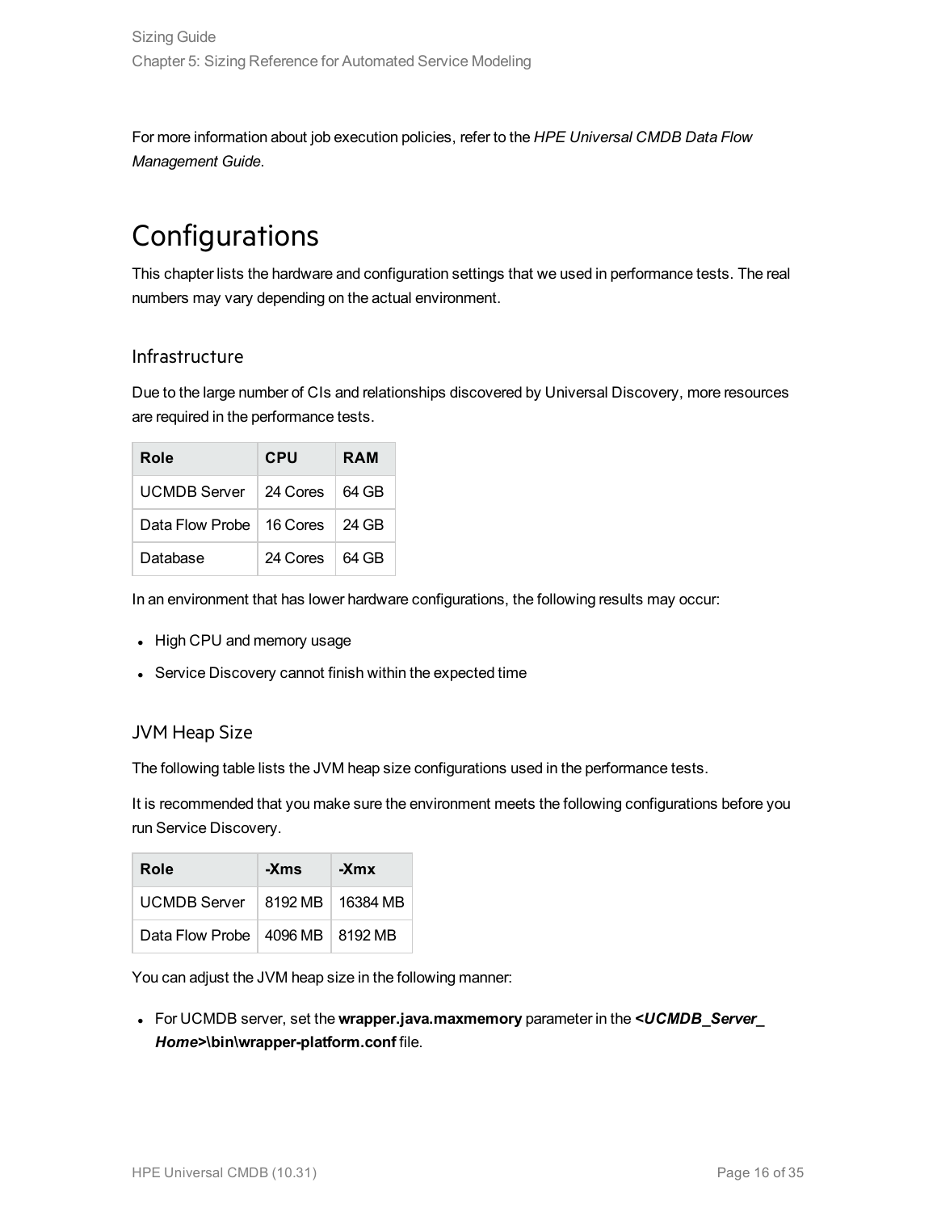For more information about job execution policies, refer to the *HPE Universal CMDB Data Flow Management Guide*.

# Configurations

This chapter lists the hardware and configuration settings that we used in performance tests. The real numbers may vary depending on the actual environment.

## Infrastructure

Due to the large number of CIs and relationships discovered by Universal Discovery, more resources are required in the performance tests.

| Role | CPU | RAM |
|---|---|---|
| UCMDB Server | 24 Cores | 64 GB |
| Data Flow Probe | 16 Cores | 24 GB |
| Database | 24 Cores | 64 GB |

In an environment that has lower hardware configurations, the following results may occur:

- High CPU and memory usage
- Service Discovery cannot finish within the expected time

## JVM Heap Size

The following table lists the JVM heap size configurations used in the performance tests.

It is recommended that you make sure the environment meets the following configurations before you run Service Discovery.

| Role | -Xms | -Xmx |
|---|---|---|
| UCMDB Server | 8192 MB | 16384 MB |
| Data Flow Probe | 4096 MB | 8192 MB |

You can adjust the JVM heap size in the following manner:

- For UCMDB server, set the **wrapper.java.maxmemory** parameter in the ***<UCMDB_Server_Home>*\bin\wrapper-platform.conf** file.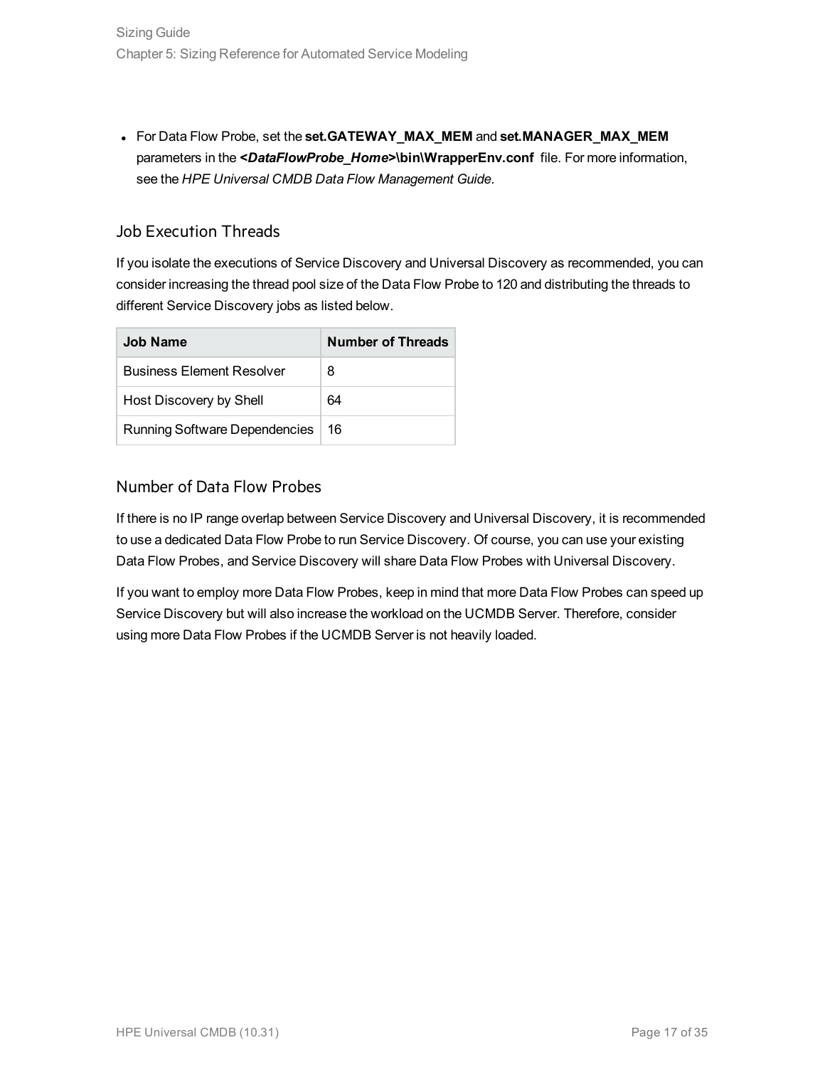- For Data Flow Probe, set the **set.GATEWAY_MAX_MEM** and **set.MANAGER_MAX_MEM** parameters in the ***<DataFlowProbe_Home>*\bin\WrapperEnv.conf** file. For more information, see the *HPE Universal CMDB Data Flow Management Guide*.

### Job Execution Threads

If you isolate the executions of Service Discovery and Universal Discovery as recommended, you can consider increasing the thread pool size of the Data Flow Probe to 120 and distributing the threads to different Service Discovery jobs as listed below.

| Job Name | Number of Threads |
| --- | --- |
| Business Element Resolver | 8 |
| Host Discovery by Shell | 64 |
| Running Software Dependencies | 16 |

### Number of Data Flow Probes

If there is no IP range overlap between Service Discovery and Universal Discovery, it is recommended to use a dedicated Data Flow Probe to run Service Discovery. Of course, you can use your existing Data Flow Probes, and Service Discovery will share Data Flow Probes with Universal Discovery.

If you want to employ more Data Flow Probes, keep in mind that more Data Flow Probes can speed up Service Discovery but will also increase the workload on the UCMDB Server. Therefore, consider using more Data Flow Probes if the UCMDB Server is not heavily loaded.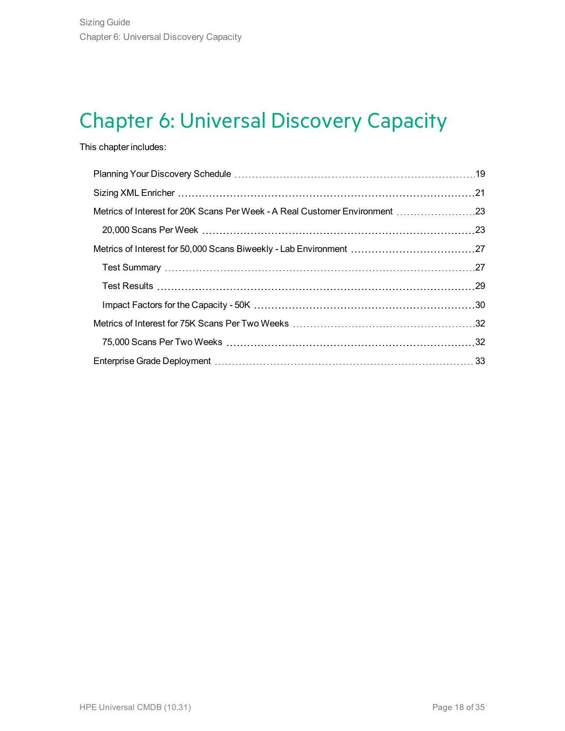# Chapter 6: Universal Discovery Capacity

This chapter includes:

- Planning Your Discovery Schedule 19
- Sizing XML Enricher 21
- Metrics of Interest for 20K Scans Per Week - A Real Customer Environment 23
  - 20,000 Scans Per Week 23
- Metrics of Interest for 50,000 Scans Biweekly - Lab Environment 27
  - Test Summary 27
  - Test Results 29
  - Impact Factors for the Capacity - 50K 30
- Metrics of Interest for 75K Scans Per Two Weeks 32
  - 75,000 Scans Per Two Weeks 32
- Enterprise Grade Deployment 33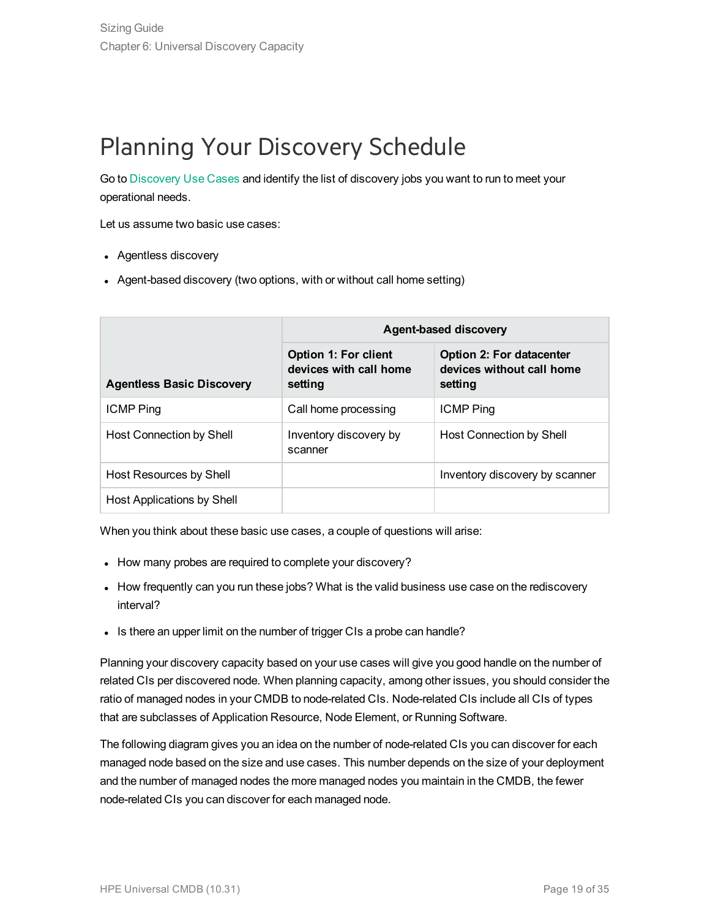# Planning Your Discovery Schedule

Go to Discovery Use Cases and identify the list of discovery jobs you want to run to meet your operational needs.

Let us assume two basic use cases:

- Agentless discovery
- Agent-based discovery (two options, with or without call home setting)

| Agentless Basic Discovery | Agent-based discovery | |
|---|---|---|
| | **Option 1: For client devices with call home setting** | **Option 2: For datacenter devices without call home setting** |
| ICMP Ping | Call home processing | ICMP Ping |
| Host Connection by Shell | Inventory discovery by scanner | Host Connection by Shell |
| Host Resources by Shell | | Inventory discovery by scanner |
| Host Applications by Shell | | |

When you think about these basic use cases, a couple of questions will arise:

- How many probes are required to complete your discovery?
- How frequently can you run these jobs? What is the valid business use case on the rediscovery interval?
- Is there an upper limit on the number of trigger CIs a probe can handle?

Planning your discovery capacity based on your use cases will give you good handle on the number of related CIs per discovered node. When planning capacity, among other issues, you should consider the ratio of managed nodes in your CMDB to node-related CIs. Node-related CIs include all CIs of types that are subclasses of Application Resource, Node Element, or Running Software.

The following diagram gives you an idea on the number of node-related CIs you can discover for each managed node based on the size and use cases. This number depends on the size of your deployment and the number of managed nodes the more managed nodes you maintain in the CMDB, the fewer node-related CIs you can discover for each managed node.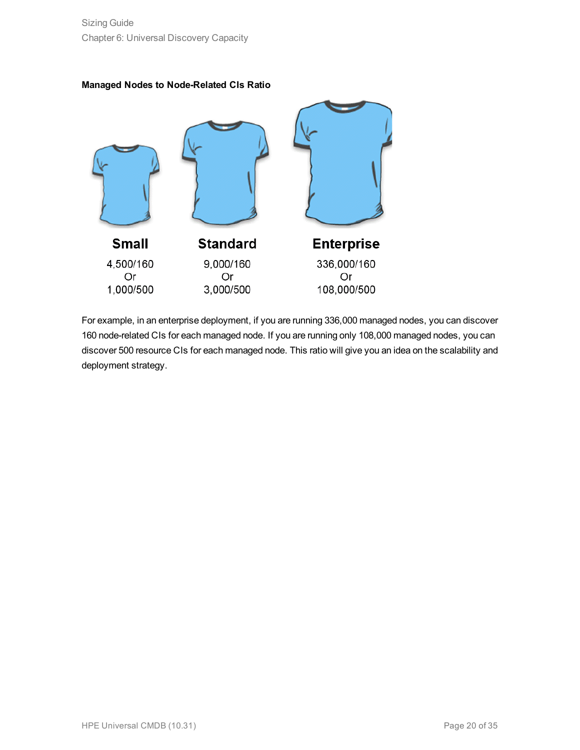**Managed Nodes to Node-Related CIs Ratio**

| Small | Standard | Enterprise |
| --- | --- | --- |
| 4,500/160<br>Or<br>1,000/500 | 9,000/160<br>Or<br>3,000/500 | 336,000/160<br>Or<br>108,000/500 |

For example, in an enterprise deployment, if you are running 336,000 managed nodes, you can discover 160 node-related CIs for each managed node. If you are running only 108,000 managed nodes, you can discover 500 resource CIs for each managed node. This ratio will give you an idea on the scalability and deployment strategy.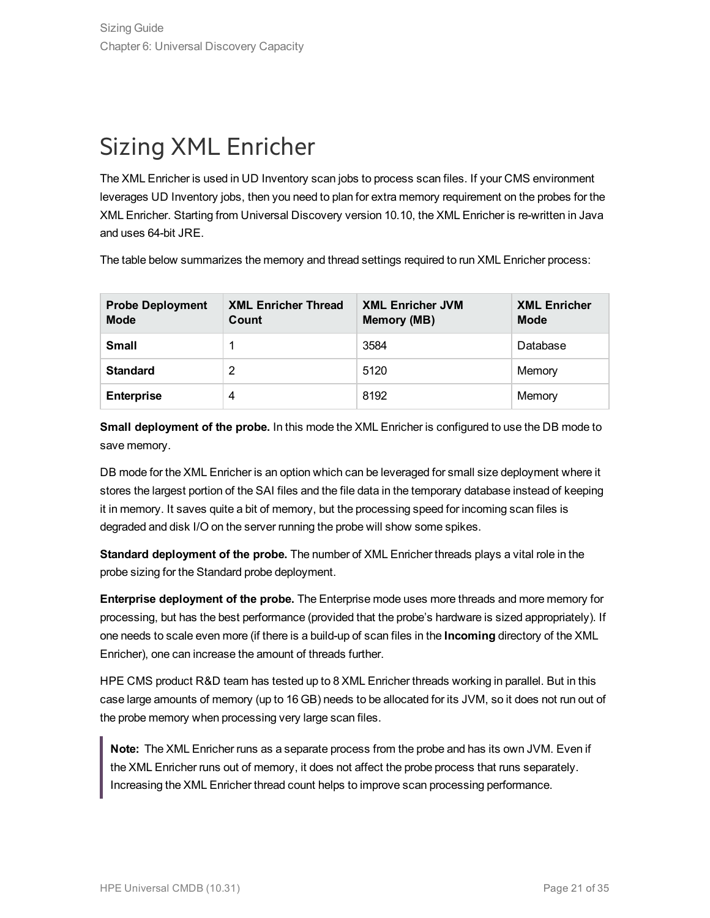# Sizing XML Enricher

The XML Enricher is used in UD Inventory scan jobs to process scan files. If your CMS environment leverages UD Inventory jobs, then you need to plan for extra memory requirement on the probes for the XML Enricher. Starting from Universal Discovery version 10.10, the XML Enricher is re-written in Java and uses 64-bit JRE.

The table below summarizes the memory and thread settings required to run XML Enricher process:

| Probe Deployment Mode | XML Enricher Thread Count | XML Enricher JVM Memory (MB) | XML Enricher Mode |
|---|---|---|---|
| **Small** | 1 | 3584 | Database |
| **Standard** | 2 | 5120 | Memory |
| **Enterprise** | 4 | 8192 | Memory |

**Small deployment of the probe.** In this mode the XML Enricher is configured to use the DB mode to save memory.

DB mode for the XML Enricher is an option which can be leveraged for small size deployment where it stores the largest portion of the SAI files and the file data in the temporary database instead of keeping it in memory. It saves quite a bit of memory, but the processing speed for incoming scan files is degraded and disk I/O on the server running the probe will show some spikes.

**Standard deployment of the probe.** The number of XML Enricher threads plays a vital role in the probe sizing for the Standard probe deployment.

**Enterprise deployment of the probe.** The Enterprise mode uses more threads and more memory for processing, but has the best performance (provided that the probe's hardware is sized appropriately). If one needs to scale even more (if there is a build-up of scan files in the **Incoming** directory of the XML Enricher), one can increase the amount of threads further.

HPE CMS product R&D team has tested up to 8 XML Enricher threads working in parallel. But in this case large amounts of memory (up to 16 GB) needs to be allocated for its JVM, so it does not run out of the probe memory when processing very large scan files.

> **Note:** The XML Enricher runs as a separate process from the probe and has its own JVM. Even if the XML Enricher runs out of memory, it does not affect the probe process that runs separately. Increasing the XML Enricher thread count helps to improve scan processing performance.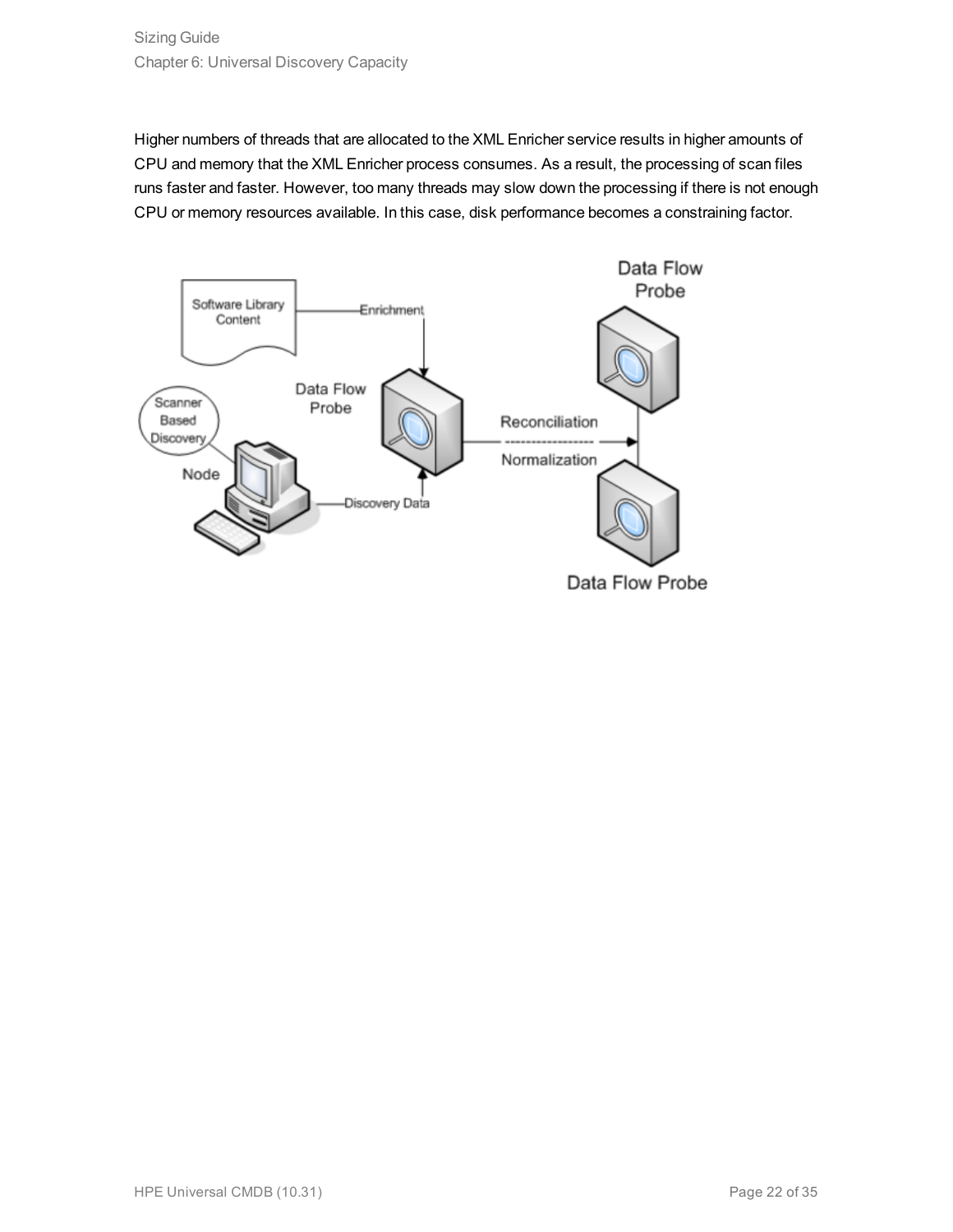Higher numbers of threads that are allocated to the XML Enricher service results in higher amounts of CPU and memory that the XML Enricher process consumes. As a result, the processing of scan files runs faster and faster. However, too many threads may slow down the processing if there is not enough CPU or memory resources available. In this case, disk performance becomes a constraining factor.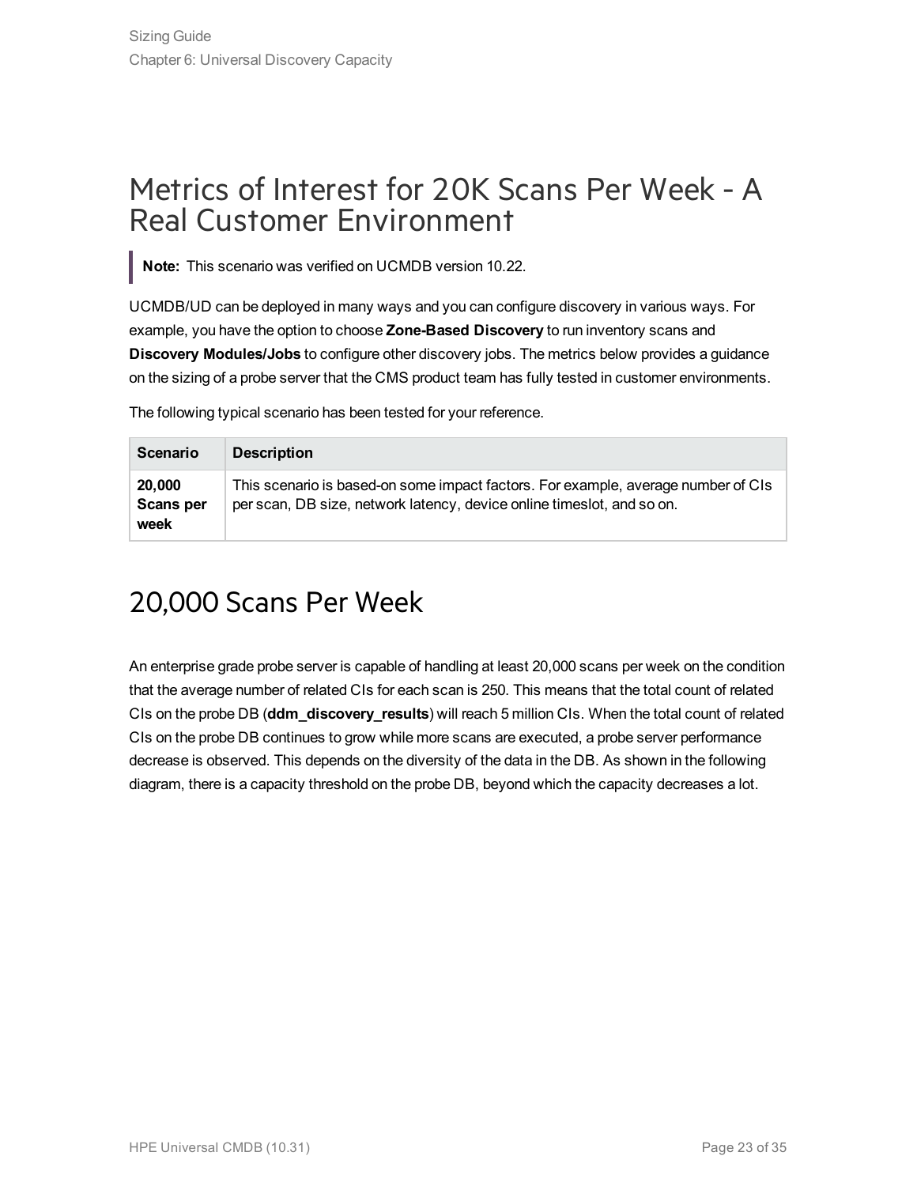# Metrics of Interest for 20K Scans Per Week - A Real Customer Environment

> **Note:** This scenario was verified on UCMDB version 10.22.

UCMDB/UD can be deployed in many ways and you can configure discovery in various ways. For example, you have the option to choose **Zone-Based Discovery** to run inventory scans and **Discovery Modules/Jobs** to configure other discovery jobs. The metrics below provides a guidance on the sizing of a probe server that the CMS product team has fully tested in customer environments.

The following typical scenario has been tested for your reference.

| Scenario | Description |
| --- | --- |
| **20,000 Scans per week** | This scenario is based-on some impact factors. For example, average number of CIs per scan, DB size, network latency, device online timeslot, and so on. |

# 20,000 Scans Per Week

An enterprise grade probe server is capable of handling at least 20,000 scans per week on the condition that the average number of related CIs for each scan is 250. This means that the total count of related CIs on the probe DB (**ddm_discovery_results**) will reach 5 million CIs. When the total count of related CIs on the probe DB continues to grow while more scans are executed, a probe server performance decrease is observed. This depends on the diversity of the data in the DB. As shown in the following diagram, there is a capacity threshold on the probe DB, beyond which the capacity decreases a lot.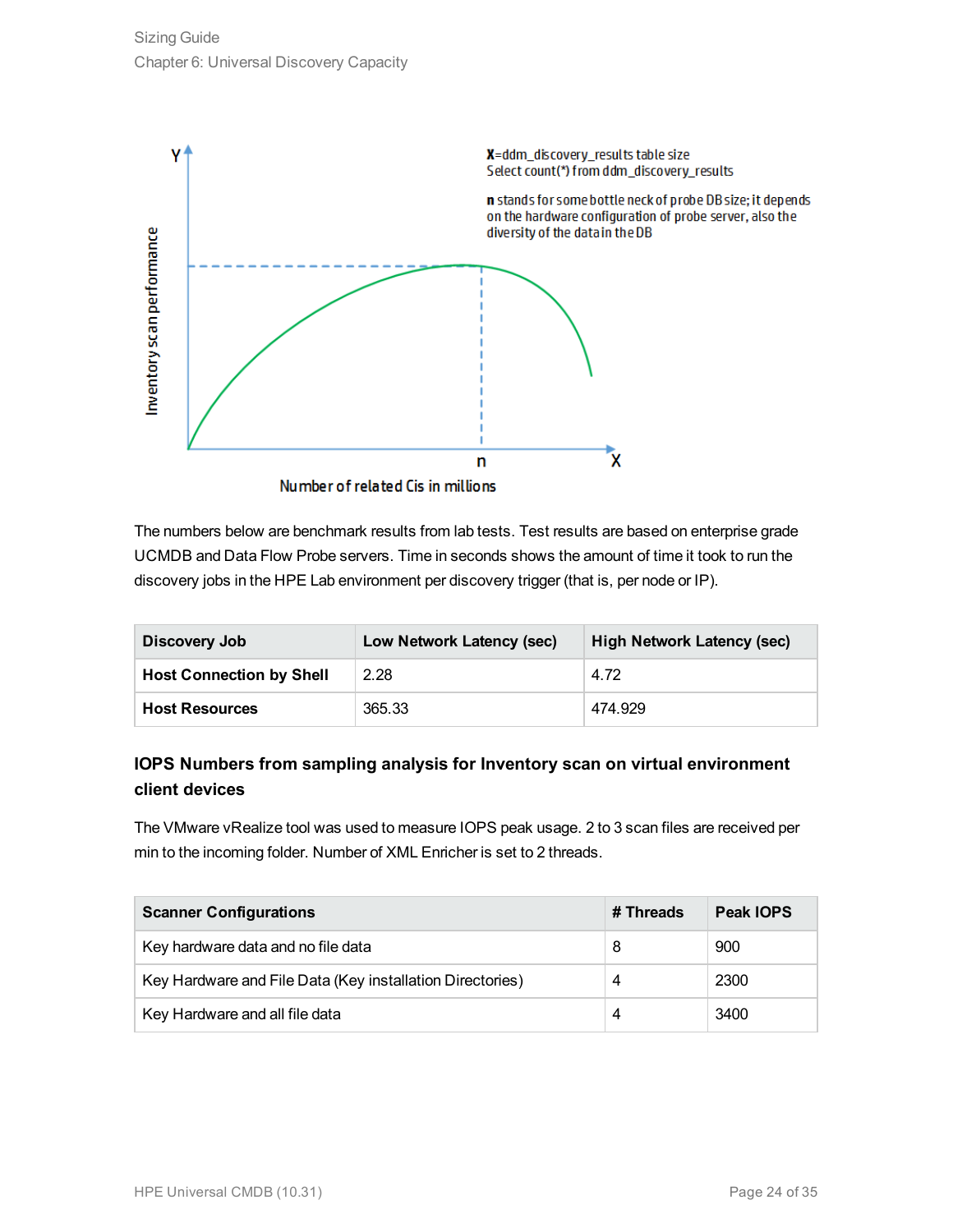Y

Inventory scan performance

X=ddm_discovery_results table size
Select count(*) from ddm_discovery_results

n stands for some bottle neck of probe DB size; it depends on the hardware configuration of probe server, also the diversity of the data in the DB

n

X

Number of related Cis in millions

The numbers below are benchmark results from lab tests. Test results are based on enterprise grade UCMDB and Data Flow Probe servers. Time in seconds shows the amount of time it took to run the discovery jobs in the HPE Lab environment per discovery trigger (that is, per node or IP).

| Discovery Job | Low Network Latency (sec) | High Network Latency (sec) |
| --- | --- | --- |
| **Host Connection by Shell** | 2.28 | 4.72 |
| **Host Resources** | 365.33 | 474.929 |

### IOPS Numbers from sampling analysis for Inventory scan on virtual environment client devices

The VMware vRealize tool was used to measure IOPS peak usage. 2 to 3 scan files are received per min to the incoming folder. Number of XML Enricher is set to 2 threads.

| Scanner Configurations | # Threads | Peak IOPS |
| --- | --- | --- |
| Key hardware data and no file data | 8 | 900 |
| Key Hardware and File Data (Key installation Directories) | 4 | 2300 |
| Key Hardware and all file data | 4 | 3400 |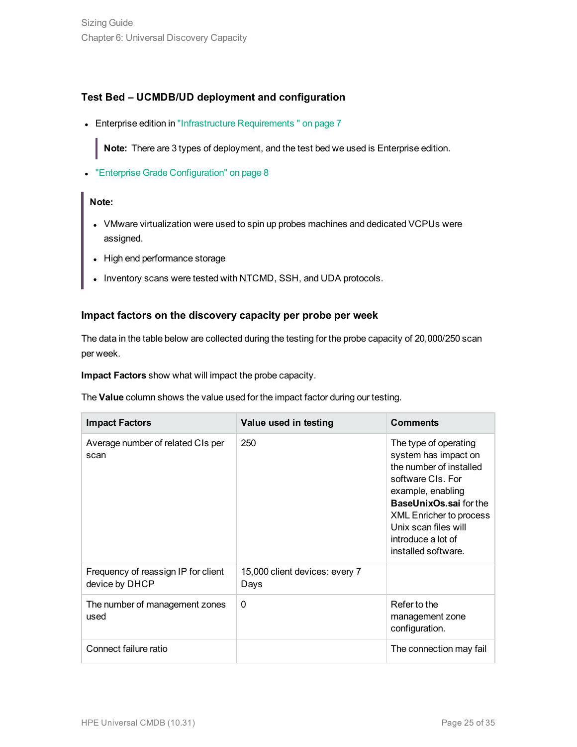### Test Bed – UCMDB/UD deployment and configuration

- Enterprise edition in "Infrastructure Requirements " on page 7

  > **Note:** There are 3 types of deployment, and the test bed we used is Enterprise edition.

- "Enterprise Grade Configuration" on page 8

> **Note:**
>
> - VMware virtualization were used to spin up probes machines and dedicated VCPUs were assigned.
> - High end performance storage
> - Inventory scans were tested with NTCMD, SSH, and UDA protocols.

### Impact factors on the discovery capacity per probe per week

The data in the table below are collected during the testing for the probe capacity of 20,000/250 scan per week.

**Impact Factors** show what will impact the probe capacity.

The **Value** column shows the value used for the impact factor during our testing.

| Impact Factors | Value used in testing | Comments |
|---|---|---|
| Average number of related CIs per scan | 250 | The type of operating system has impact on the number of installed software CIs. For example, enabling **BaseUnixOs.sai** for the XML Enricher to process Unix scan files will introduce a lot of installed software. |
| Frequency of reassign IP for client device by DHCP | 15,000 client devices: every 7 Days | |
| The number of management zones used | 0 | Refer to the management zone configuration. |
| Connect failure ratio | | The connection may fail |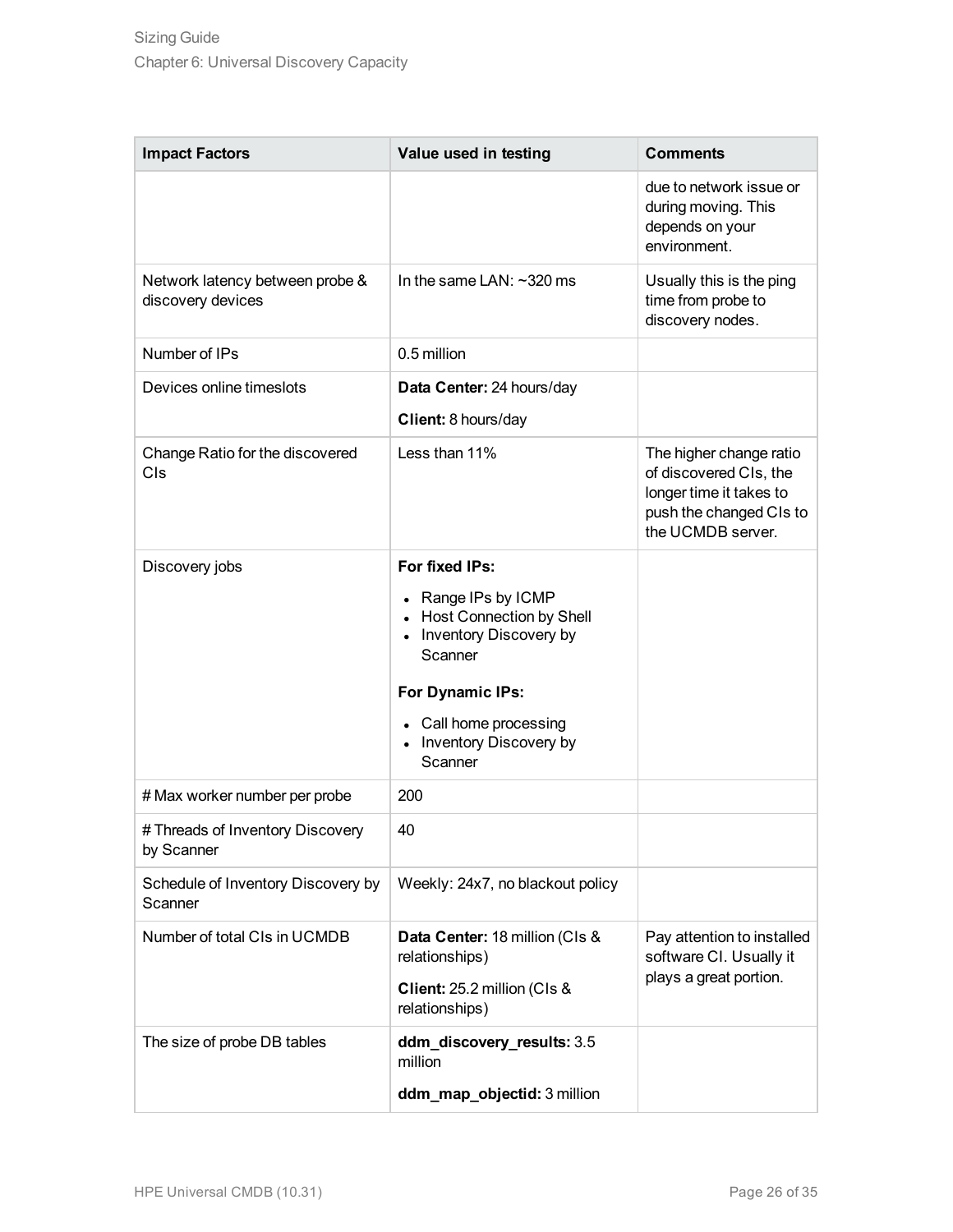| Impact Factors | Value used in testing | Comments |
|---|---|---|
| | | due to network issue or during moving. This depends on your environment. |
| Network latency between probe & discovery devices | In the same LAN: ~320 ms | Usually this is the ping time from probe to discovery nodes. |
| Number of IPs | 0.5 million | |
| Devices online timeslots | **Data Center:** 24 hours/day<br>**Client:** 8 hours/day | |
| Change Ratio for the discovered CIs | Less than 11% | The higher change ratio of discovered CIs, the longer time it takes to push the changed CIs to the UCMDB server. |
| Discovery jobs | **For fixed IPs:**<br>• Range IPs by ICMP<br>• Host Connection by Shell<br>• Inventory Discovery by Scanner<br>**For Dynamic IPs:**<br>• Call home processing<br>• Inventory Discovery by Scanner | |
| # Max worker number per probe | 200 | |
| # Threads of Inventory Discovery by Scanner | 40 | |
| Schedule of Inventory Discovery by Scanner | Weekly: 24x7, no blackout policy | |
| Number of total CIs in UCMDB | **Data Center:** 18 million (CIs & relationships)<br>**Client:** 25.2 million (CIs & relationships) | Pay attention to installed software CI. Usually it plays a great portion. |
| The size of probe DB tables | **ddm_discovery_results:** 3.5 million<br>**ddm_map_objectid:** 3 million | |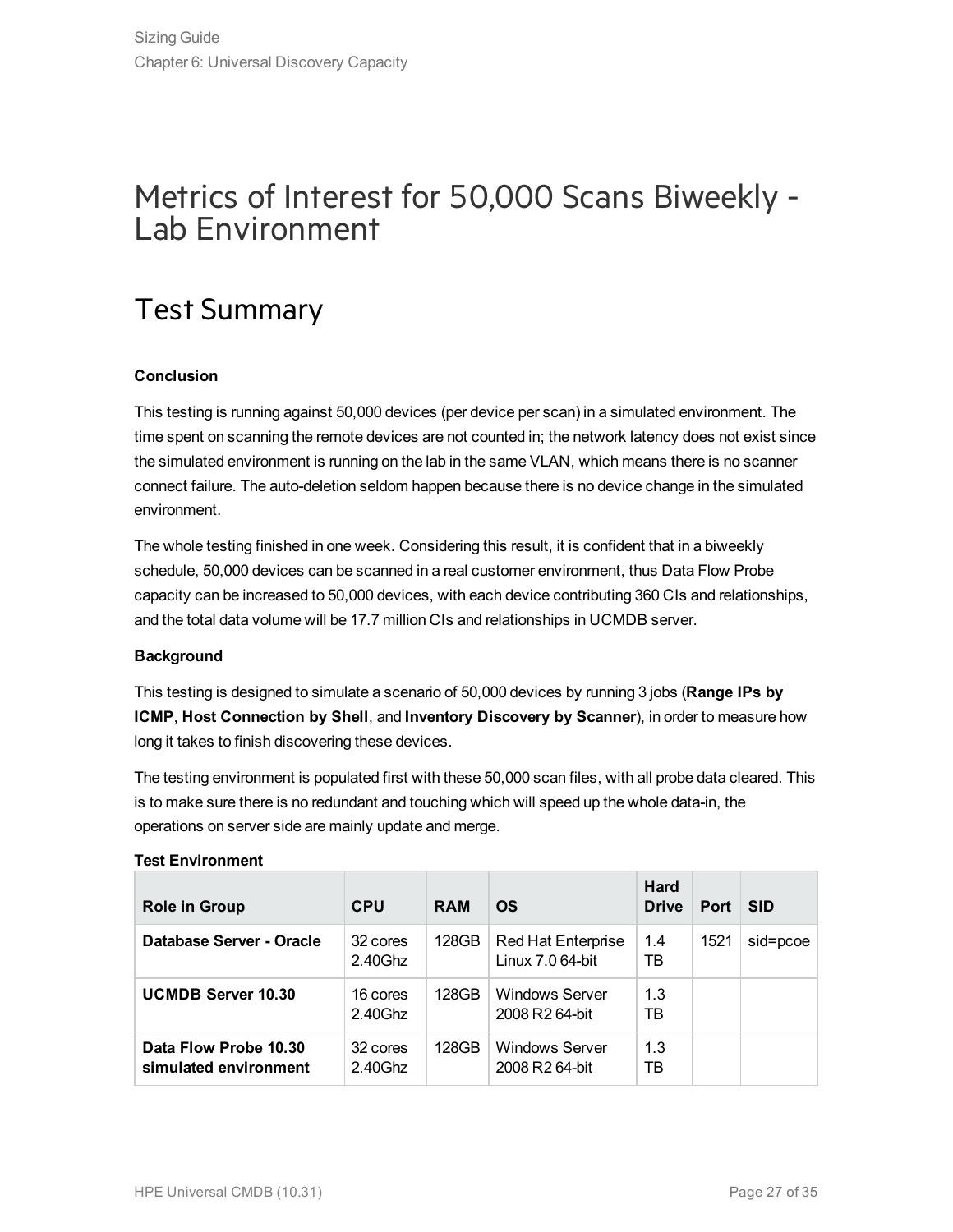# Metrics of Interest for 50,000 Scans Biweekly - Lab Environment

## Test Summary

**Conclusion**

This testing is running against 50,000 devices (per device per scan) in a simulated environment. The time spent on scanning the remote devices are not counted in; the network latency does not exist since the simulated environment is running on the lab in the same VLAN, which means there is no scanner connect failure. The auto-deletion seldom happen because there is no device change in the simulated environment.

The whole testing finished in one week. Considering this result, it is confident that in a biweekly schedule, 50,000 devices can be scanned in a real customer environment, thus Data Flow Probe capacity can be increased to 50,000 devices, with each device contributing 360 CIs and relationships, and the total data volume will be 17.7 million CIs and relationships in UCMDB server.

**Background**

This testing is designed to simulate a scenario of 50,000 devices by running 3 jobs (**Range IPs by ICMP**, **Host Connection by Shell**, and **Inventory Discovery by Scanner**), in order to measure how long it takes to finish discovering these devices.

The testing environment is populated first with these 50,000 scan files, with all probe data cleared. This is to make sure there is no redundant and touching which will speed up the whole data-in, the operations on server side are mainly update and merge.

**Test Environment**

| Role in Group | CPU | RAM | OS | Hard Drive | Port | SID |
|---|---|---|---|---|---|---|
| **Database Server - Oracle** | 32 cores 2.40Ghz | 128GB | Red Hat Enterprise Linux 7.0 64-bit | 1.4 TB | 1521 | sid=pcoe |
| **UCMDB Server 10.30** | 16 cores 2.40Ghz | 128GB | Windows Server 2008 R2 64-bit | 1.3 TB | | |
| **Data Flow Probe 10.30 simulated environment** | 32 cores 2.40Ghz | 128GB | Windows Server 2008 R2 64-bit | 1.3 TB | | |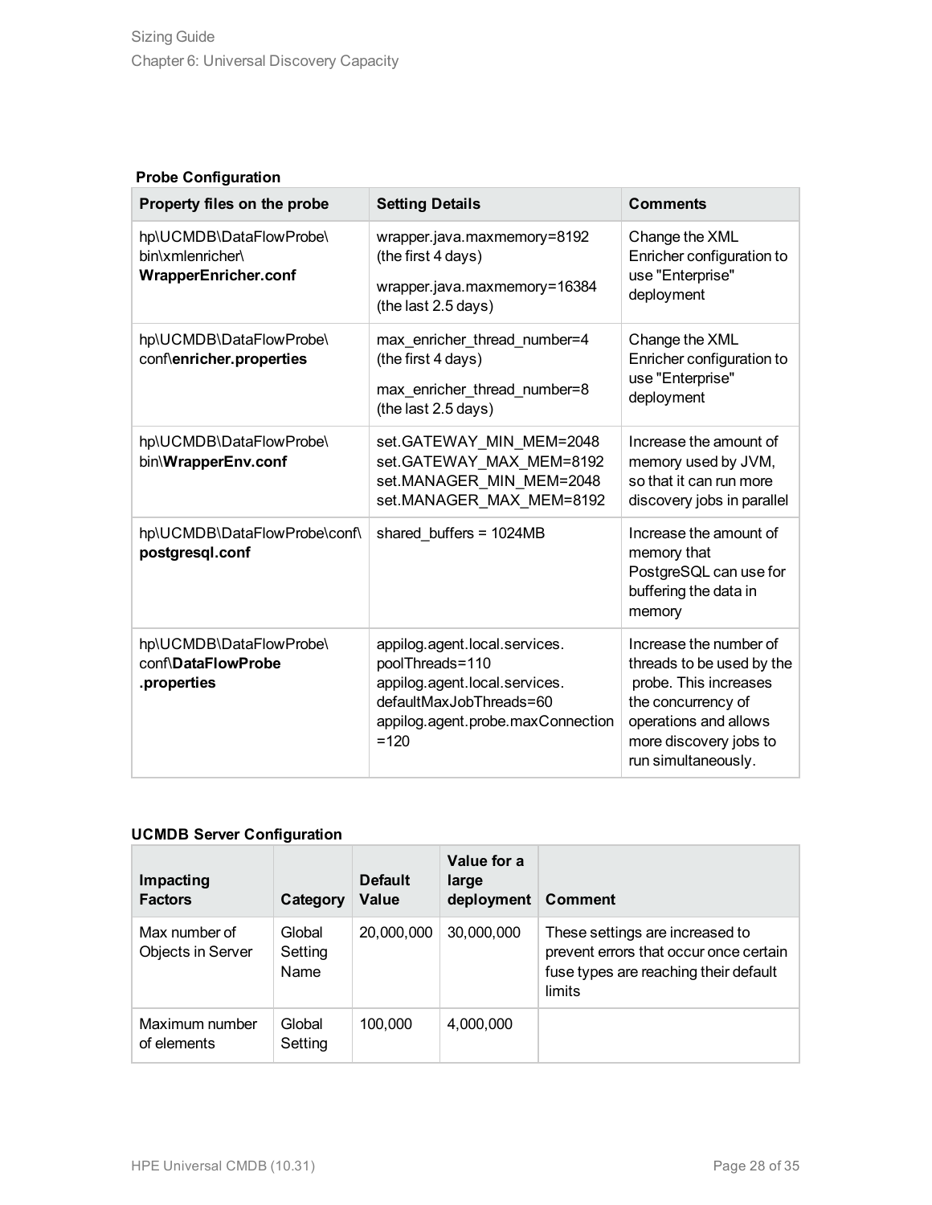**Probe Configuration**

| Property files on the probe | Setting Details | Comments |
|---|---|---|
| hp\UCMDB\DataFlowProbe\bin\xmlenricher\ **WrapperEnricher.conf** | wrapper.java.maxmemory=8192 (the first 4 days)<br>wrapper.java.maxmemory=16384 (the last 2.5 days) | Change the XML Enricher configuration to use "Enterprise" deployment |
| hp\UCMDB\DataFlowProbe\conf\ **enricher.properties** | max_enricher_thread_number=4 (the first 4 days)<br>max_enricher_thread_number=8 (the last 2.5 days) | Change the XML Enricher configuration to use "Enterprise" deployment |
| hp\UCMDB\DataFlowProbe\bin\ **WrapperEnv.conf** | set.GATEWAY_MIN_MEM=2048<br>set.GATEWAY_MAX_MEM=8192<br>set.MANAGER_MIN_MEM=2048<br>set.MANAGER_MAX_MEM=8192 | Increase the amount of memory used by JVM, so that it can run more discovery jobs in parallel |
| hp\UCMDB\DataFlowProbe\conf\ **postgresql.conf** | shared_buffers = 1024MB | Increase the amount of memory that PostgreSQL can use for buffering the data in memory |
| hp\UCMDB\DataFlowProbe\conf\ **DataFlowProbe.properties** | appilog.agent.local.services.poolThreads=110<br>appilog.agent.local.services.defaultMaxJobThreads=60<br>appilog.agent.probe.maxConnection=120 | Increase the number of threads to be used by the probe. This increases the concurrency of operations and allows more discovery jobs to run simultaneously. |

**UCMDB Server Configuration**

| Impacting Factors | Category | Default Value | Value for a large deployment | Comment |
|---|---|---|---|---|
| Max number of Objects in Server | Global Setting Name | 20,000,000 | 30,000,000 | These settings are increased to prevent errors that occur once certain fuse types are reaching their default limits |
| Maximum number of elements | Global Setting | 100,000 | 4,000,000 | |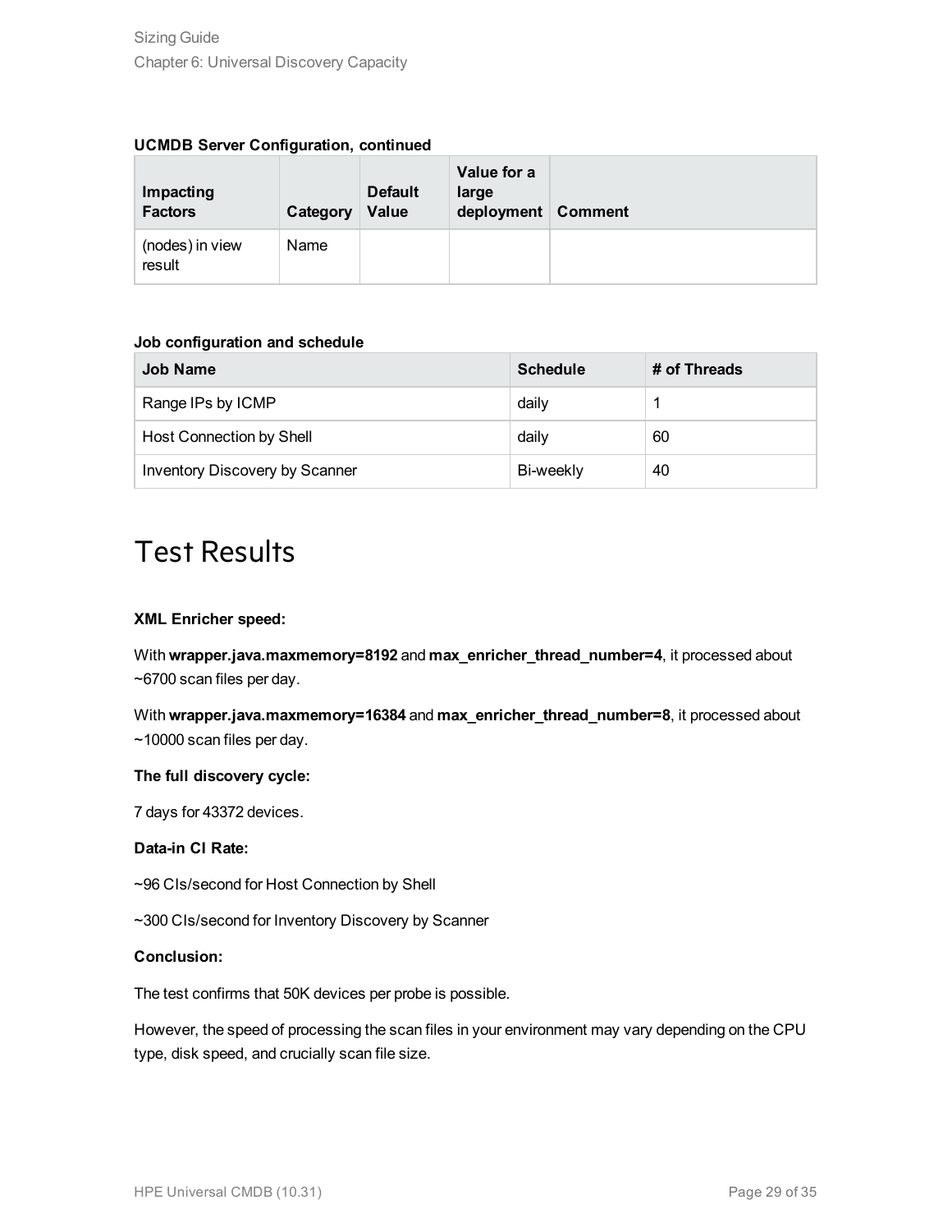**UCMDB Server Configuration, continued**

| Impacting Factors | Category | Default Value | Value for a large deployment | Comment |
|---|---|---|---|---|
| (nodes) in view result | Name | | | |

**Job configuration and schedule**

| Job Name | Schedule | # of Threads |
|---|---|---|
| Range IPs by ICMP | daily | 1 |
| Host Connection by Shell | daily | 60 |
| Inventory Discovery by Scanner | Bi-weekly | 40 |

# Test Results

**XML Enricher speed:**

With **wrapper.java.maxmemory=8192** and **max_enricher_thread_number=4**, it processed about ~6700 scan files per day.

With **wrapper.java.maxmemory=16384** and **max_enricher_thread_number=8**, it processed about ~10000 scan files per day.

**The full discovery cycle:**

7 days for 43372 devices.

**Data-in CI Rate:**

~96 CIs/second for Host Connection by Shell

~300 CIs/second for Inventory Discovery by Scanner

**Conclusion:**

The test confirms that 50K devices per probe is possible.

However, the speed of processing the scan files in your environment may vary depending on the CPU type, disk speed, and crucially scan file size.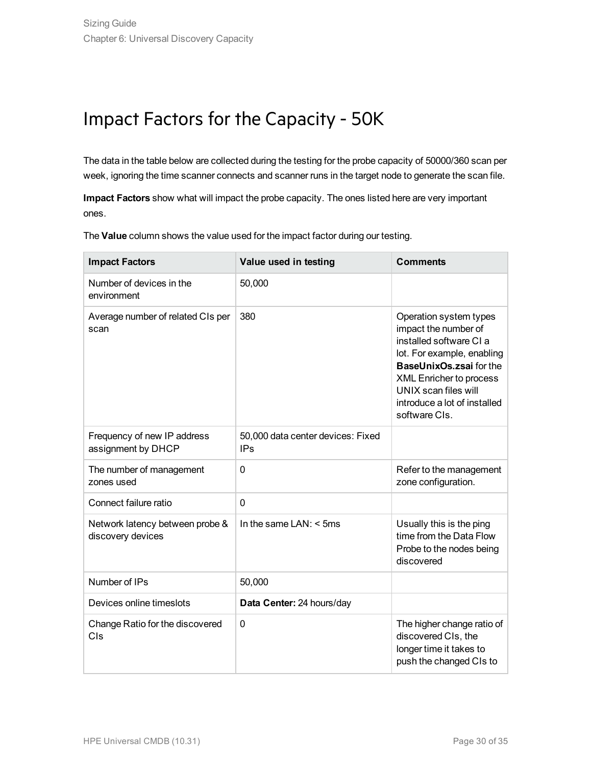# Impact Factors for the Capacity - 50K

The data in the table below are collected during the testing for the probe capacity of 50000/360 scan per week, ignoring the time scanner connects and scanner runs in the target node to generate the scan file.

**Impact Factors** show what will impact the probe capacity. The ones listed here are very important ones.

The **Value** column shows the value used for the impact factor during our testing.

| Impact Factors | Value used in testing | Comments |
| --- | --- | --- |
| Number of devices in the environment | 50,000 | |
| Average number of related CIs per scan | 380 | Operation system types impact the number of installed software CI a lot. For example, enabling **BaseUnixOs.zsai** for the XML Enricher to process UNIX scan files will introduce a lot of installed software CIs. |
| Frequency of new IP address assignment by DHCP | 50,000 data center devices: Fixed IPs | |
| The number of management zones used | 0 | Refer to the management zone configuration. |
| Connect failure ratio | 0 | |
| Network latency between probe & discovery devices | In the same LAN: < 5ms | Usually this is the ping time from the Data Flow Probe to the nodes being discovered |
| Number of IPs | 50,000 | |
| Devices online timeslots | **Data Center:** 24 hours/day | |
| Change Ratio for the discovered CIs | 0 | The higher change ratio of discovered CIs, the longer time it takes to push the changed CIs to |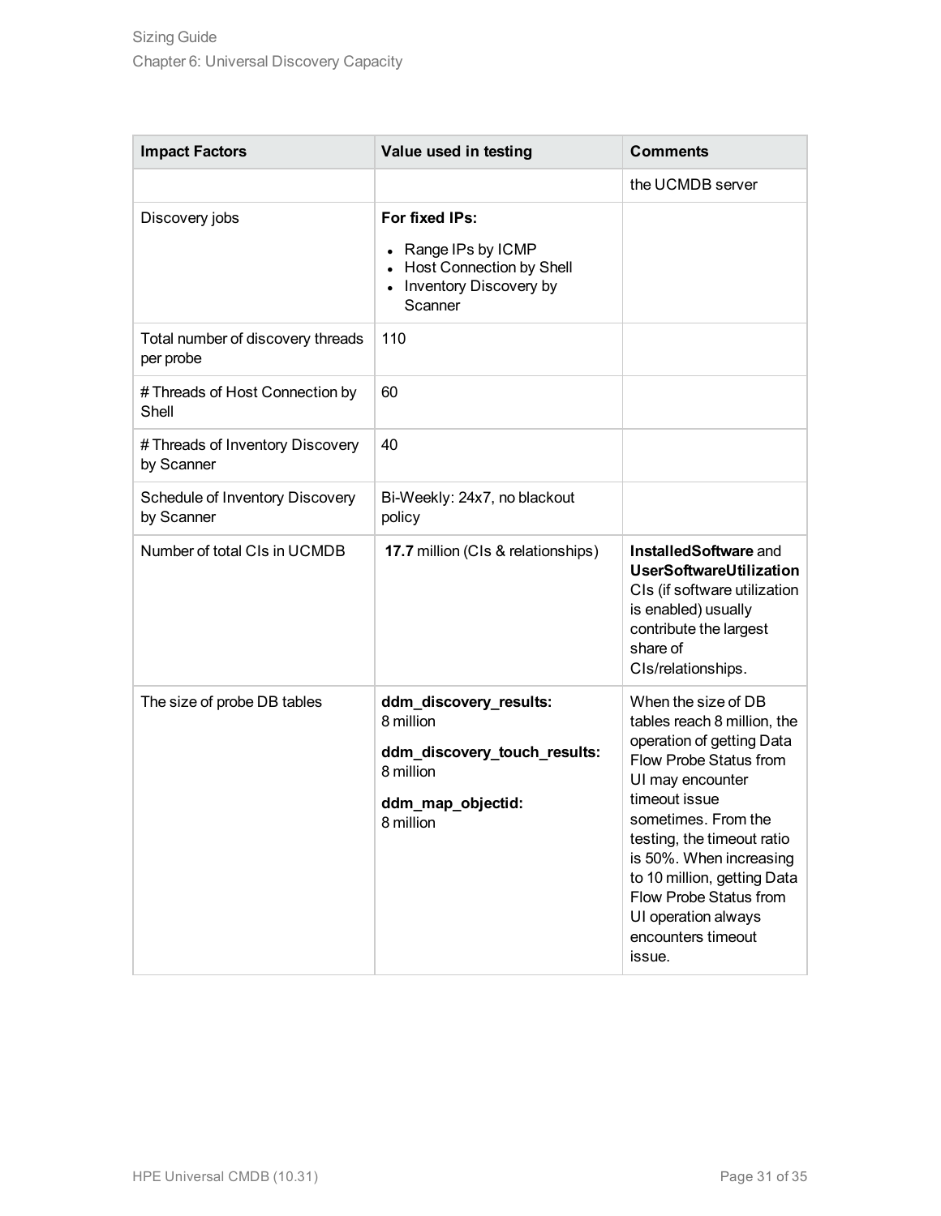| Impact Factors | Value used in testing | Comments |
| --- | --- | --- |
| | | the UCMDB server |
| Discovery jobs | **For fixed IPs:**<br>• Range IPs by ICMP<br>• Host Connection by Shell<br>• Inventory Discovery by Scanner | |
| Total number of discovery threads per probe | 110 | |
| # Threads of Host Connection by Shell | 60 | |
| # Threads of Inventory Discovery by Scanner | 40 | |
| Schedule of Inventory Discovery by Scanner | Bi-Weekly: 24x7, no blackout policy | |
| Number of total CIs in UCMDB | **17.7** million (CIs & relationships) | **InstalledSoftware** and **UserSoftwareUtilization** CIs (if software utilization is enabled) usually contribute the largest share of CIs/relationships. |
| The size of probe DB tables | **ddm_discovery_results:** 8 million<br>**ddm_discovery_touch_results:** 8 million<br>**ddm_map_objectid:** 8 million | When the size of DB tables reach 8 million, the operation of getting Data Flow Probe Status from UI may encounter timeout issue sometimes. From the testing, the timeout ratio is 50%. When increasing to 10 million, getting Data Flow Probe Status from UI operation always encounters timeout issue. |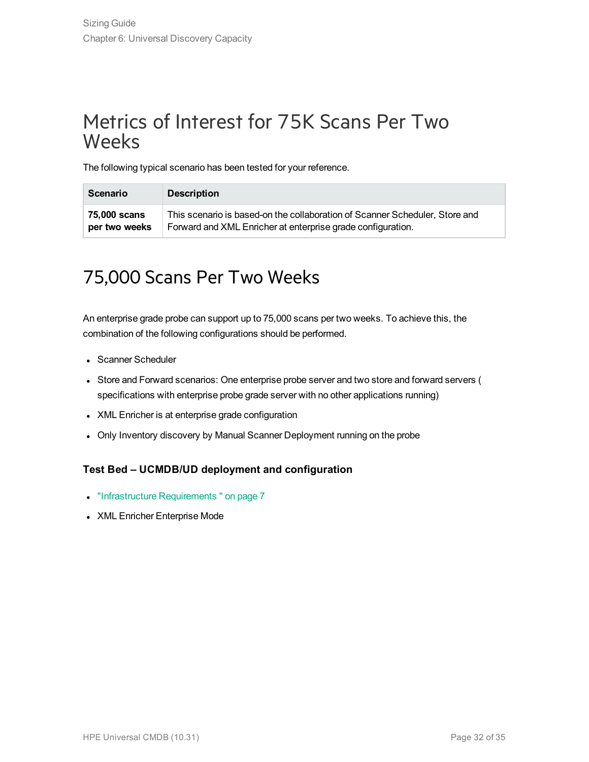# Metrics of Interest for 75K Scans Per Two Weeks

The following typical scenario has been tested for your reference.

| Scenario | Description |
| --- | --- |
| **75,000 scans per two weeks** | This scenario is based-on the collaboration of Scanner Scheduler, Store and Forward and XML Enricher at enterprise grade configuration. |

# 75,000 Scans Per Two Weeks

An enterprise grade probe can support up to 75,000 scans per two weeks. To achieve this, the combination of the following configurations should be performed.

- Scanner Scheduler
- Store and Forward scenarios: One enterprise probe server and two store and forward servers ( specifications with enterprise probe grade server with no other applications running)
- XML Enricher is at enterprise grade configuration
- Only Inventory discovery by Manual Scanner Deployment running on the probe

### Test Bed – UCMDB/UD deployment and configuration

- "Infrastructure Requirements " on page 7
- XML Enricher Enterprise Mode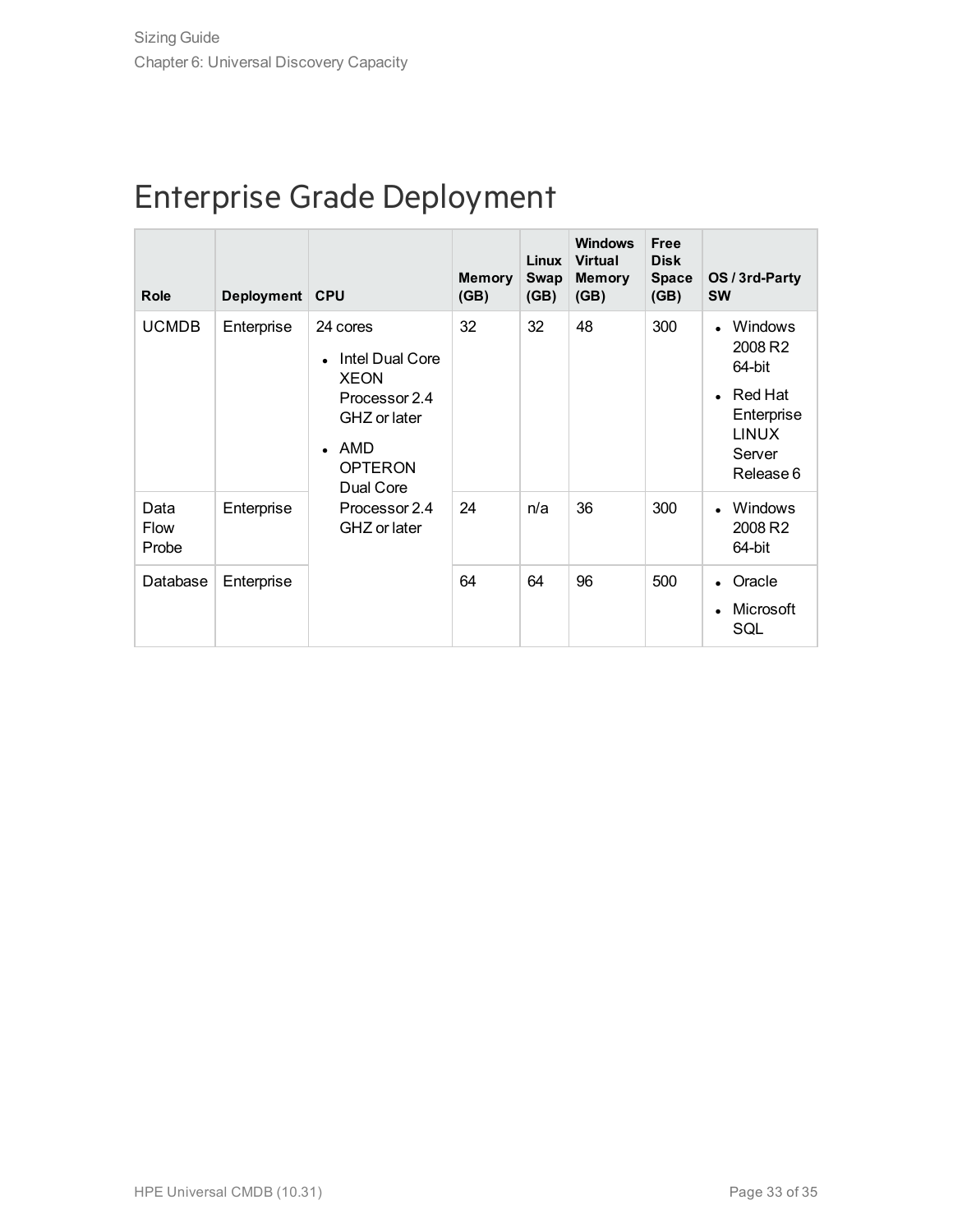# Enterprise Grade Deployment

| Role | Deployment | CPU | Memory (GB) | Linux Swap (GB) | Windows Virtual Memory (GB) | Free Disk Space (GB) | OS / 3rd-Party SW |
|---|---|---|---|---|---|---|---|
| UCMDB | Enterprise | 24 cores<br>• Intel Dual Core XEON Processor 2.4 GHZ or later<br>• AMD OPTERON Dual Core Processor 2.4 GHZ or later | 32 | 32 | 48 | 300 | • Windows 2008 R2 64-bit<br>• Red Hat Enterprise LINUX Server Release 6 |
| Data Flow Probe | Enterprise | | 24 | n/a | 36 | 300 | • Windows 2008 R2 64-bit |
| Database | Enterprise | | 64 | 64 | 96 | 500 | • Oracle<br>• Microsoft SQL |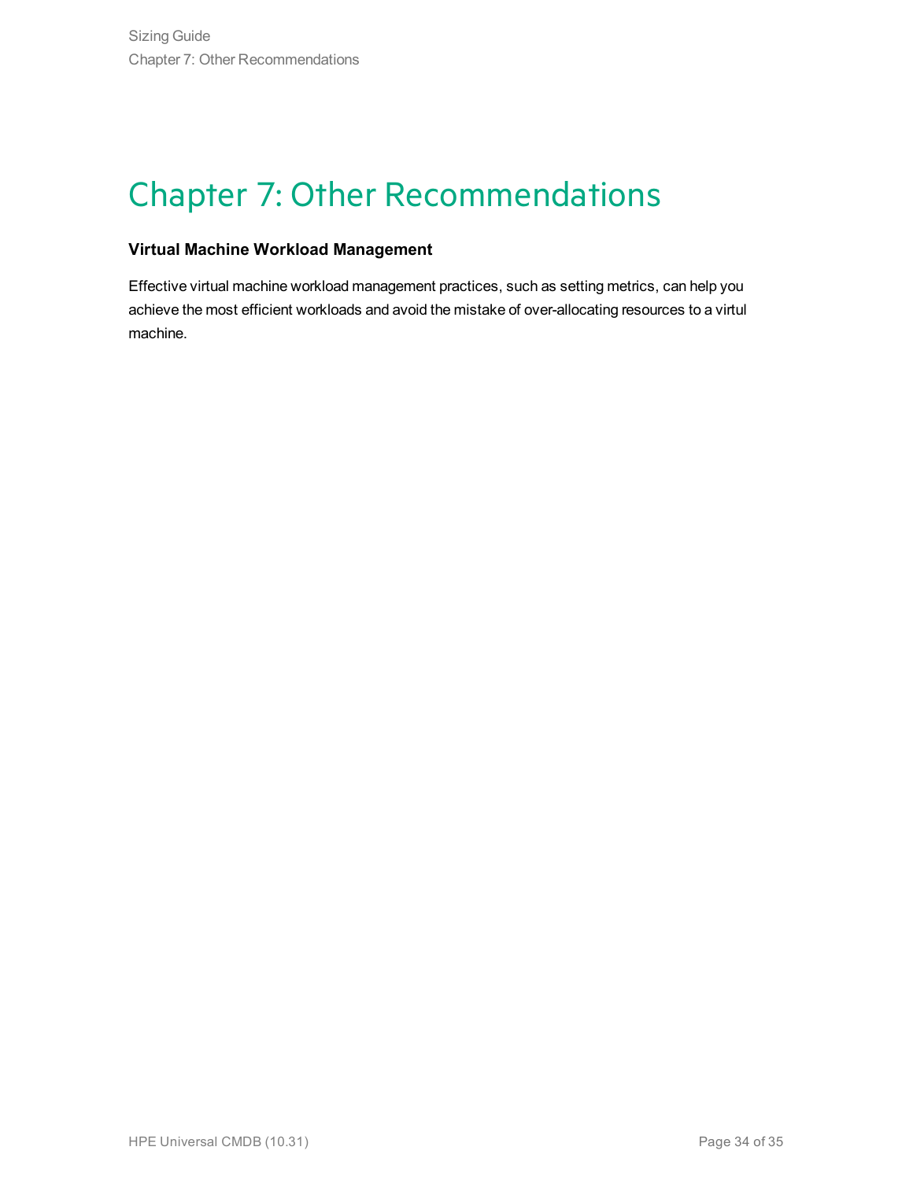# Chapter 7: Other Recommendations

**Virtual Machine Workload Management**

Effective virtual machine workload management practices, such as setting metrics, can help you achieve the most efficient workloads and avoid the mistake of over-allocating resources to a virtul machine.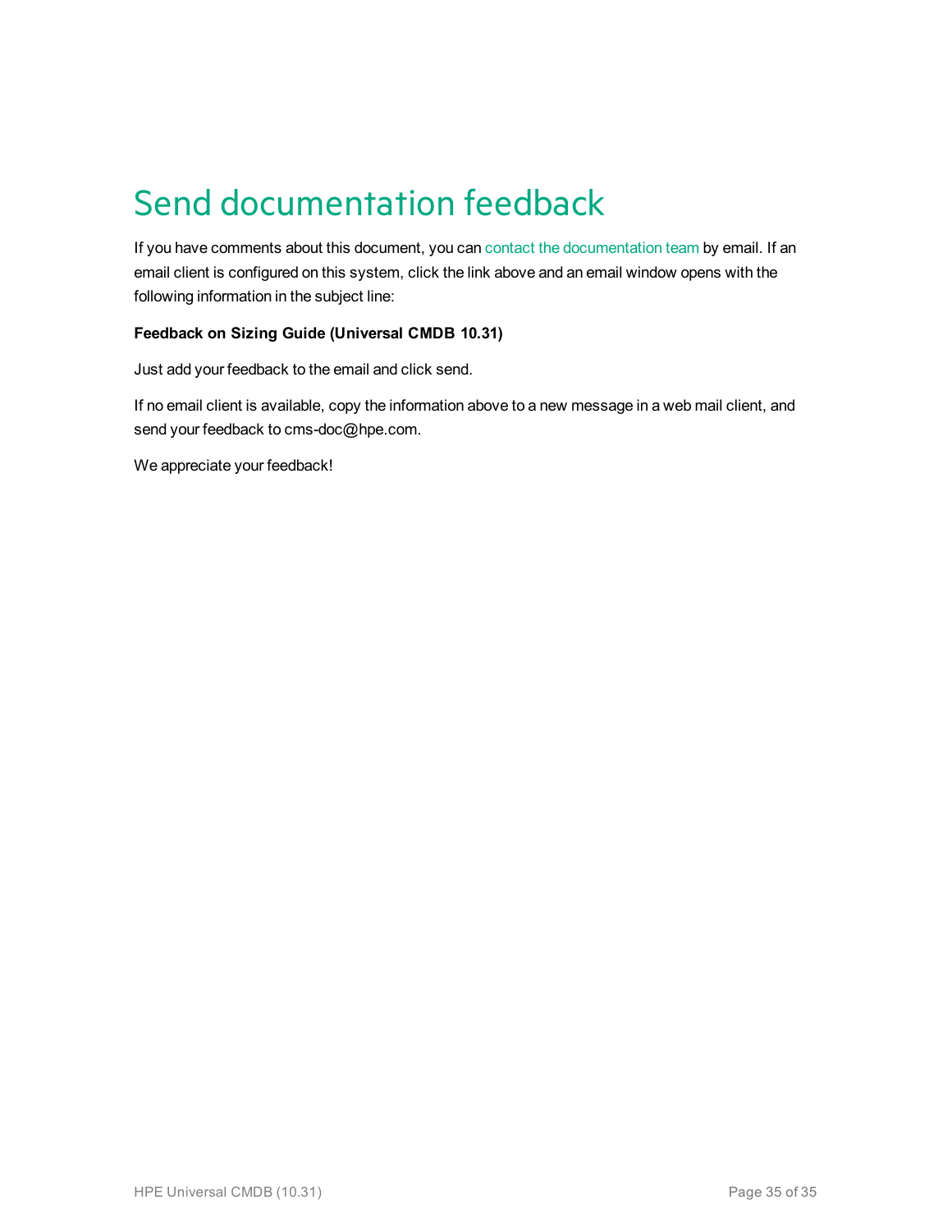# Send documentation feedback

If you have comments about this document, you can contact the documentation team by email. If an email client is configured on this system, click the link above and an email window opens with the following information in the subject line:

**Feedback on Sizing Guide (Universal CMDB 10.31)**

Just add your feedback to the email and click send.

If no email client is available, copy the information above to a new message in a web mail client, and send your feedback to cms-doc@hpe.com.

We appreciate your feedback!